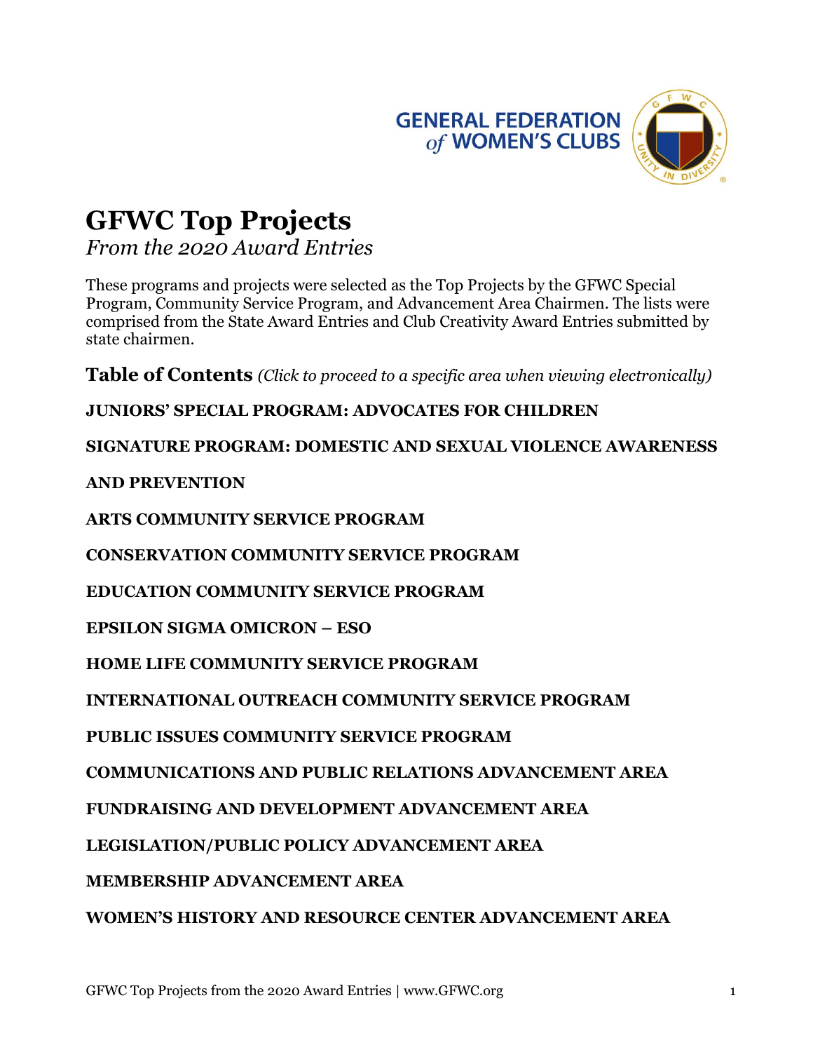GENERAL FEDERATION of WOMEN'S CLUBS

# GFWC Top Projects

*From the 2020 Award Entries*

These programs and projects were selected as the Top Projects by the GFWC Special Program, Community Service Program, and Advancement Area Chairmen. The lists were comprised from the State Award Entries and Club Creativity Award Entries submitted by state chairmen.

## Table of Contents *(Click to proceed to a specific area when viewing electronically)*

**JUNIORS' SPECIAL PROGRAM: ADVOCATES FOR CHILDREN**

**SIGNATURE PROGRAM: DOMESTIC AND SEXUAL VIOLENCE AWARENESS AND PREVENTION**

**ARTS COMMUNITY SERVICE PROGRAM**

**CONSERVATION COMMUNITY SERVICE PROGRAM**

**EDUCATION COMMUNITY SERVICE PROGRAM**

**EPSILON SIGMA OMICRON – ESO**

**HOME LIFE COMMUNITY SERVICE PROGRAM**

**INTERNATIONAL OUTREACH COMMUNITY SERVICE PROGRAM**

**PUBLIC ISSUES COMMUNITY SERVICE PROGRAM**

**COMMUNICATIONS AND PUBLIC RELATIONS ADVANCEMENT AREA**

**FUNDRAISING AND DEVELOPMENT ADVANCEMENT AREA**

**LEGISLATION/PUBLIC POLICY ADVANCEMENT AREA**

**MEMBERSHIP ADVANCEMENT AREA**

**WOMEN'S HISTORY AND RESOURCE CENTER ADVANCEMENT AREA**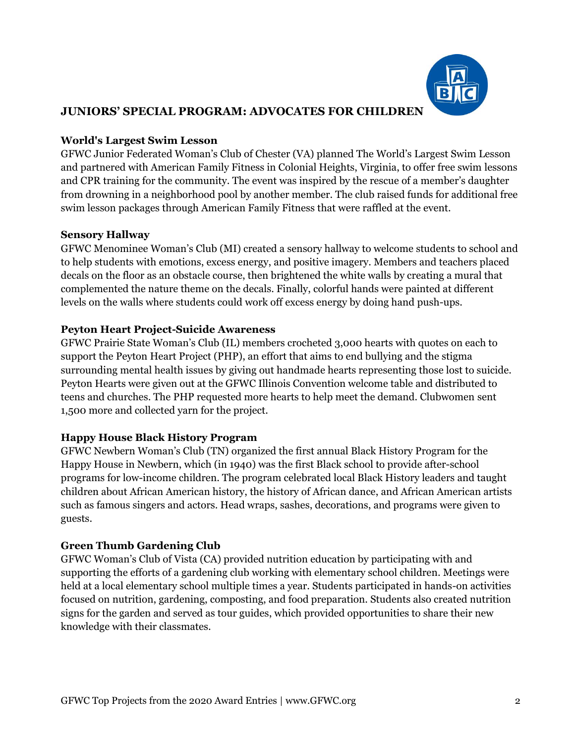## JUNIORS' SPECIAL PROGRAM: ADVOCATES FOR CHILDREN

### World's Largest Swim Lesson

GFWC Junior Federated Woman's Club of Chester (VA) planned The World's Largest Swim Lesson and partnered with American Family Fitness in Colonial Heights, Virginia, to offer free swim lessons and CPR training for the community. The event was inspired by the rescue of a member's daughter from drowning in a neighborhood pool by another member. The club raised funds for additional free swim lesson packages through American Family Fitness that were raffled at the event.

### Sensory Hallway

GFWC Menominee Woman's Club (MI) created a sensory hallway to welcome students to school and to help students with emotions, excess energy, and positive imagery. Members and teachers placed decals on the floor as an obstacle course, then brightened the white walls by creating a mural that complemented the nature theme on the decals. Finally, colorful hands were painted at different levels on the walls where students could work off excess energy by doing hand push-ups.

### Peyton Heart Project-Suicide Awareness

GFWC Prairie State Woman's Club (IL) members crocheted 3,000 hearts with quotes on each to support the Peyton Heart Project (PHP), an effort that aims to end bullying and the stigma surrounding mental health issues by giving out handmade hearts representing those lost to suicide. Peyton Hearts were given out at the GFWC Illinois Convention welcome table and distributed to teens and churches. The PHP requested more hearts to help meet the demand. Clubwomen sent 1,500 more and collected yarn for the project.

### Happy House Black History Program

GFWC Newbern Woman's Club (TN) organized the first annual Black History Program for the Happy House in Newbern, which (in 1940) was the first Black school to provide after-school programs for low-income children. The program celebrated local Black History leaders and taught children about African American history, the history of African dance, and African American artists such as famous singers and actors. Head wraps, sashes, decorations, and programs were given to guests.

### Green Thumb Gardening Club

GFWC Woman's Club of Vista (CA) provided nutrition education by participating with and supporting the efforts of a gardening club working with elementary school children. Meetings were held at a local elementary school multiple times a year. Students participated in hands-on activities focused on nutrition, gardening, composting, and food preparation. Students also created nutrition signs for the garden and served as tour guides, which provided opportunities to share their new knowledge with their classmates.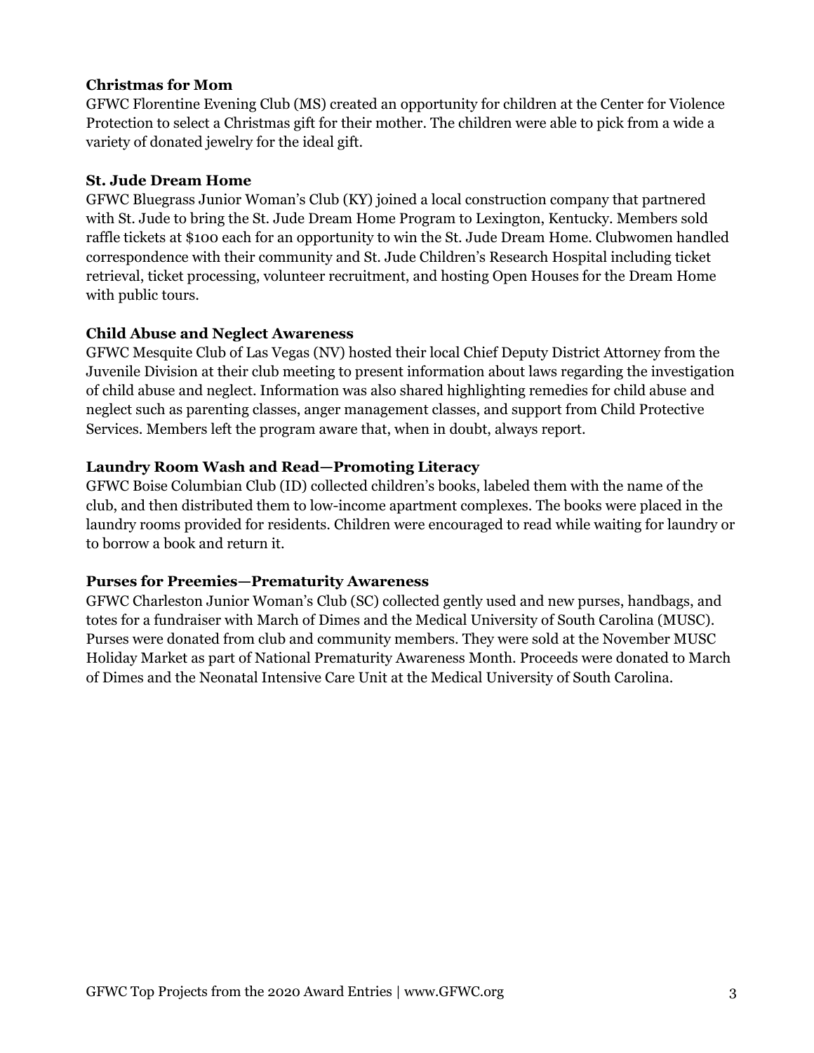**Christmas for Mom**

GFWC Florentine Evening Club (MS) created an opportunity for children at the Center for Violence Protection to select a Christmas gift for their mother. The children were able to pick from a wide a variety of donated jewelry for the ideal gift.

**St. Jude Dream Home**

GFWC Bluegrass Junior Woman's Club (KY) joined a local construction company that partnered with St. Jude to bring the St. Jude Dream Home Program to Lexington, Kentucky. Members sold raffle tickets at $100 each for an opportunity to win the St. Jude Dream Home. Clubwomen handled correspondence with their community and St. Jude Children's Research Hospital including ticket retrieval, ticket processing, volunteer recruitment, and hosting Open Houses for the Dream Home with public tours.

**Child Abuse and Neglect Awareness**

GFWC Mesquite Club of Las Vegas (NV) hosted their local Chief Deputy District Attorney from the Juvenile Division at their club meeting to present information about laws regarding the investigation of child abuse and neglect. Information was also shared highlighting remedies for child abuse and neglect such as parenting classes, anger management classes, and support from Child Protective Services. Members left the program aware that, when in doubt, always report.

**Laundry Room Wash and Read—Promoting Literacy**

GFWC Boise Columbian Club (ID) collected children's books, labeled them with the name of the club, and then distributed them to low-income apartment complexes. The books were placed in the laundry rooms provided for residents. Children were encouraged to read while waiting for laundry or to borrow a book and return it.

**Purses for Preemies—Prematurity Awareness**

GFWC Charleston Junior Woman's Club (SC) collected gently used and new purses, handbags, and totes for a fundraiser with March of Dimes and the Medical University of South Carolina (MUSC). Purses were donated from club and community members. They were sold at the November MUSC Holiday Market as part of National Prematurity Awareness Month. Proceeds were donated to March of Dimes and the Neonatal Intensive Care Unit at the Medical University of South Carolina.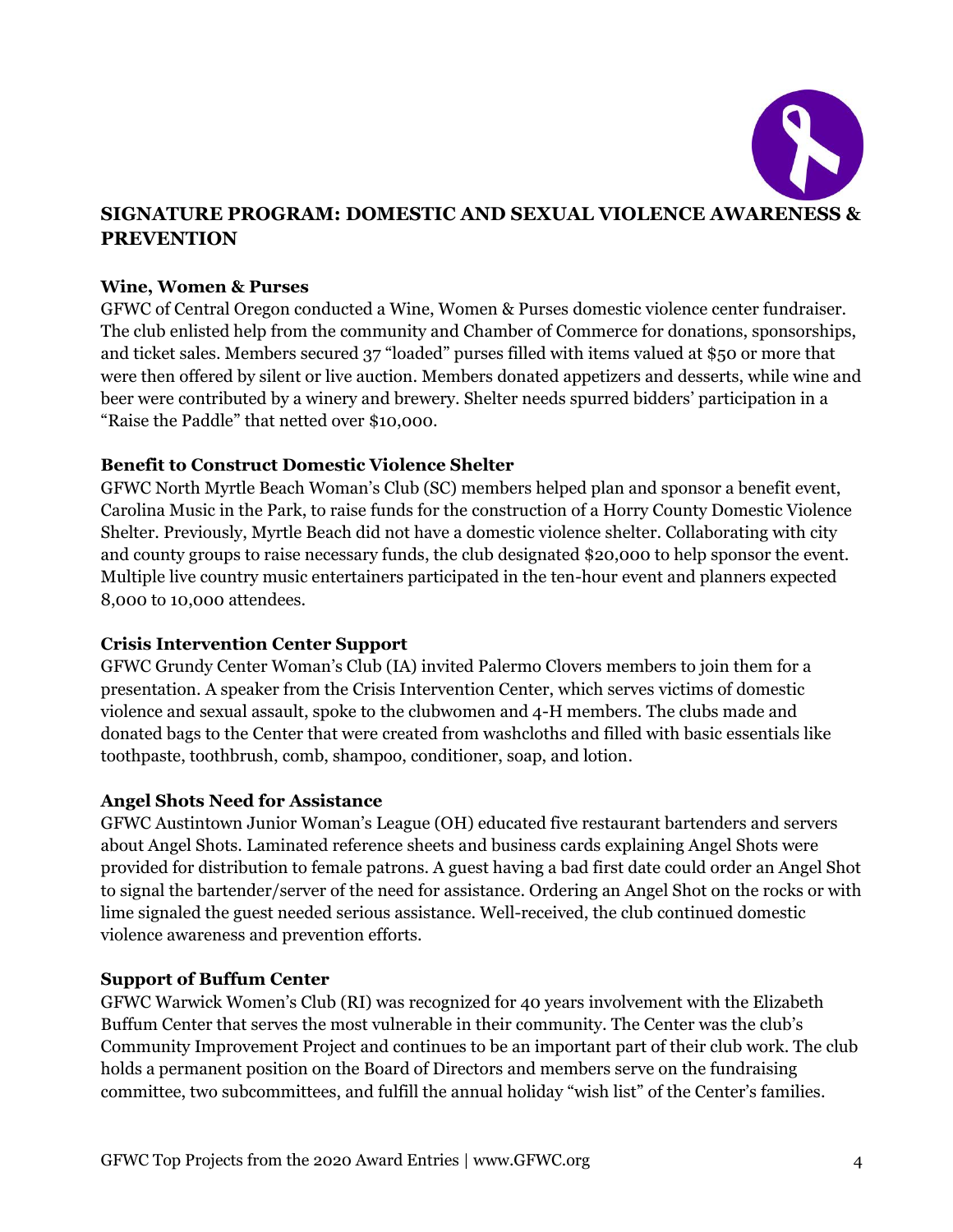## SIGNATURE PROGRAM: DOMESTIC AND SEXUAL VIOLENCE AWARENESS & PREVENTION

**Wine, Women & Purses**

GFWC of Central Oregon conducted a Wine, Women & Purses domestic violence center fundraiser. The club enlisted help from the community and Chamber of Commerce for donations, sponsorships, and ticket sales. Members secured 37 "loaded" purses filled with items valued at $50 or more that were then offered by silent or live auction. Members donated appetizers and desserts, while wine and beer were contributed by a winery and brewery. Shelter needs spurred bidders' participation in a "Raise the Paddle" that netted over $10,000.

**Benefit to Construct Domestic Violence Shelter**

GFWC North Myrtle Beach Woman's Club (SC) members helped plan and sponsor a benefit event, Carolina Music in the Park, to raise funds for the construction of a Horry County Domestic Violence Shelter. Previously, Myrtle Beach did not have a domestic violence shelter. Collaborating with city and county groups to raise necessary funds, the club designated $20,000 to help sponsor the event. Multiple live country music entertainers participated in the ten-hour event and planners expected 8,000 to 10,000 attendees.

**Crisis Intervention Center Support**

GFWC Grundy Center Woman's Club (IA) invited Palermo Clovers members to join them for a presentation. A speaker from the Crisis Intervention Center, which serves victims of domestic violence and sexual assault, spoke to the clubwomen and 4-H members. The clubs made and donated bags to the Center that were created from washcloths and filled with basic essentials like toothpaste, toothbrush, comb, shampoo, conditioner, soap, and lotion.

**Angel Shots Need for Assistance**

GFWC Austintown Junior Woman's League (OH) educated five restaurant bartenders and servers about Angel Shots. Laminated reference sheets and business cards explaining Angel Shots were provided for distribution to female patrons. A guest having a bad first date could order an Angel Shot to signal the bartender/server of the need for assistance. Ordering an Angel Shot on the rocks or with lime signaled the guest needed serious assistance. Well-received, the club continued domestic violence awareness and prevention efforts.

**Support of Buffum Center**

GFWC Warwick Women's Club (RI) was recognized for 40 years involvement with the Elizabeth Buffum Center that serves the most vulnerable in their community. The Center was the club's Community Improvement Project and continues to be an important part of their club work. The club holds a permanent position on the Board of Directors and members serve on the fundraising committee, two subcommittees, and fulfill the annual holiday "wish list" of the Center's families.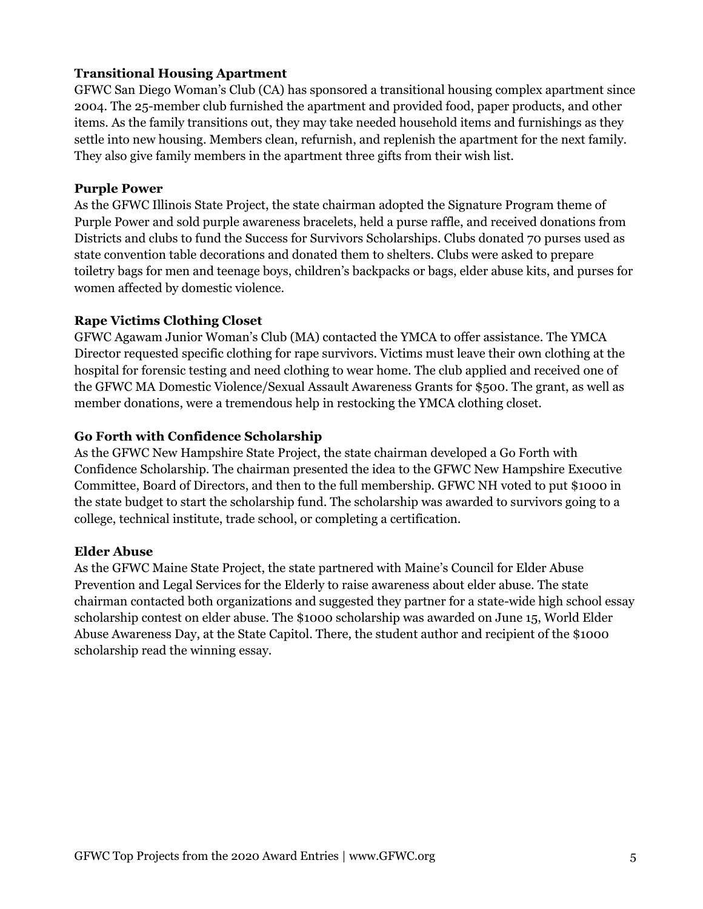**Transitional Housing Apartment**

GFWC San Diego Woman's Club (CA) has sponsored a transitional housing complex apartment since 2004. The 25-member club furnished the apartment and provided food, paper products, and other items. As the family transitions out, they may take needed household items and furnishings as they settle into new housing. Members clean, refurnish, and replenish the apartment for the next family. They also give family members in the apartment three gifts from their wish list.

**Purple Power**

As the GFWC Illinois State Project, the state chairman adopted the Signature Program theme of Purple Power and sold purple awareness bracelets, held a purse raffle, and received donations from Districts and clubs to fund the Success for Survivors Scholarships. Clubs donated 70 purses used as state convention table decorations and donated them to shelters. Clubs were asked to prepare toiletry bags for men and teenage boys, children's backpacks or bags, elder abuse kits, and purses for women affected by domestic violence.

**Rape Victims Clothing Closet**

GFWC Agawam Junior Woman's Club (MA) contacted the YMCA to offer assistance. The YMCA Director requested specific clothing for rape survivors. Victims must leave their own clothing at the hospital for forensic testing and need clothing to wear home. The club applied and received one of the GFWC MA Domestic Violence/Sexual Assault Awareness Grants for $500. The grant, as well as member donations, were a tremendous help in restocking the YMCA clothing closet.

**Go Forth with Confidence Scholarship**

As the GFWC New Hampshire State Project, the state chairman developed a Go Forth with Confidence Scholarship. The chairman presented the idea to the GFWC New Hampshire Executive Committee, Board of Directors, and then to the full membership. GFWC NH voted to put $1000 in the state budget to start the scholarship fund. The scholarship was awarded to survivors going to a college, technical institute, trade school, or completing a certification.

**Elder Abuse**

As the GFWC Maine State Project, the state partnered with Maine's Council for Elder Abuse Prevention and Legal Services for the Elderly to raise awareness about elder abuse. The state chairman contacted both organizations and suggested they partner for a state-wide high school essay scholarship contest on elder abuse. The $1000 scholarship was awarded on June 15, World Elder Abuse Awareness Day, at the State Capitol. There, the student author and recipient of the $1000 scholarship read the winning essay.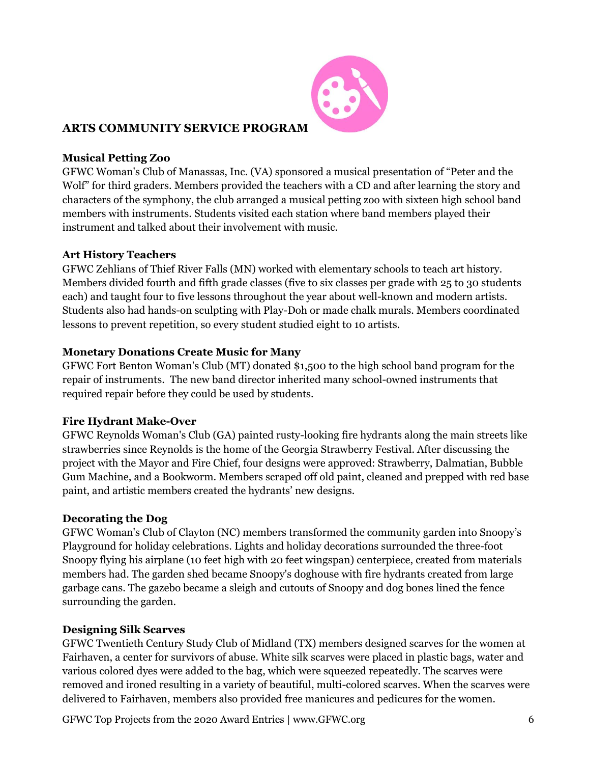# ARTS COMMUNITY SERVICE PROGRAM

### Musical Petting Zoo

GFWC Woman's Club of Manassas, Inc. (VA) sponsored a musical presentation of "Peter and the Wolf" for third graders. Members provided the teachers with a CD and after learning the story and characters of the symphony, the club arranged a musical petting zoo with sixteen high school band members with instruments. Students visited each station where band members played their instrument and talked about their involvement with music.

### Art History Teachers

GFWC Zehlians of Thief River Falls (MN) worked with elementary schools to teach art history. Members divided fourth and fifth grade classes (five to six classes per grade with 25 to 30 students each) and taught four to five lessons throughout the year about well-known and modern artists. Students also had hands-on sculpting with Play-Doh or made chalk murals. Members coordinated lessons to prevent repetition, so every student studied eight to 10 artists.

### Monetary Donations Create Music for Many

GFWC Fort Benton Woman's Club (MT) donated $1,500 to the high school band program for the repair of instruments. The new band director inherited many school-owned instruments that required repair before they could be used by students.

### Fire Hydrant Make-Over

GFWC Reynolds Woman's Club (GA) painted rusty-looking fire hydrants along the main streets like strawberries since Reynolds is the home of the Georgia Strawberry Festival. After discussing the project with the Mayor and Fire Chief, four designs were approved: Strawberry, Dalmatian, Bubble Gum Machine, and a Bookworm. Members scraped off old paint, cleaned and prepped with red base paint, and artistic members created the hydrants' new designs.

### Decorating the Dog

GFWC Woman's Club of Clayton (NC) members transformed the community garden into Snoopy's Playground for holiday celebrations. Lights and holiday decorations surrounded the three-foot Snoopy flying his airplane (10 feet high with 20 feet wingspan) centerpiece, created from materials members had. The garden shed became Snoopy's doghouse with fire hydrants created from large garbage cans. The gazebo became a sleigh and cutouts of Snoopy and dog bones lined the fence surrounding the garden.

### Designing Silk Scarves

GFWC Twentieth Century Study Club of Midland (TX) members designed scarves for the women at Fairhaven, a center for survivors of abuse. White silk scarves were placed in plastic bags, water and various colored dyes were added to the bag, which were squeezed repeatedly. The scarves were removed and ironed resulting in a variety of beautiful, multi-colored scarves. When the scarves were delivered to Fairhaven, members also provided free manicures and pedicures for the women.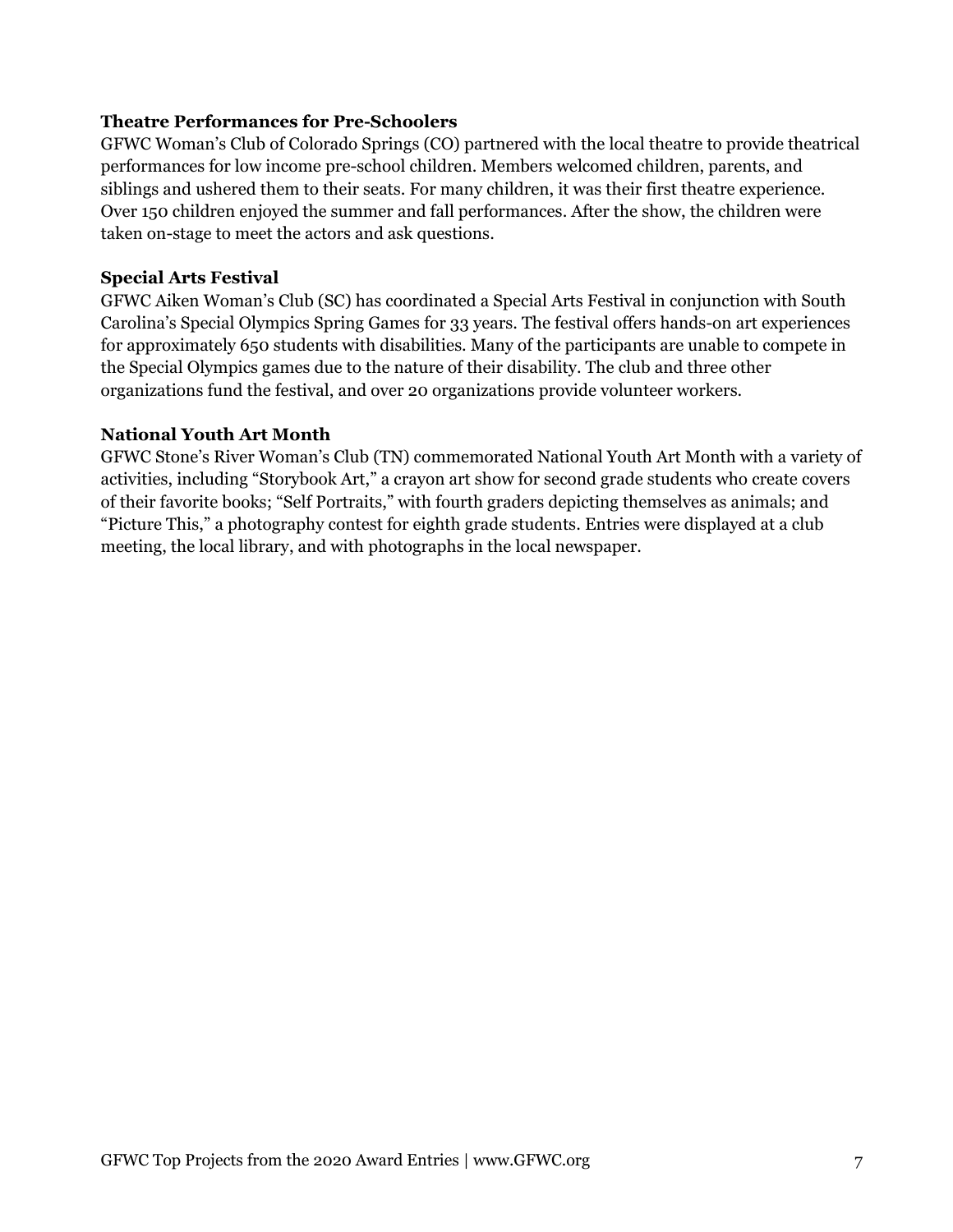**Theatre Performances for Pre-Schoolers**

GFWC Woman's Club of Colorado Springs (CO) partnered with the local theatre to provide theatrical performances for low income pre-school children. Members welcomed children, parents, and siblings and ushered them to their seats. For many children, it was their first theatre experience. Over 150 children enjoyed the summer and fall performances. After the show, the children were taken on-stage to meet the actors and ask questions.

**Special Arts Festival**

GFWC Aiken Woman's Club (SC) has coordinated a Special Arts Festival in conjunction with South Carolina's Special Olympics Spring Games for 33 years. The festival offers hands-on art experiences for approximately 650 students with disabilities. Many of the participants are unable to compete in the Special Olympics games due to the nature of their disability. The club and three other organizations fund the festival, and over 20 organizations provide volunteer workers.

**National Youth Art Month**

GFWC Stone's River Woman's Club (TN) commemorated National Youth Art Month with a variety of activities, including "Storybook Art," a crayon art show for second grade students who create covers of their favorite books; "Self Portraits," with fourth graders depicting themselves as animals; and "Picture This," a photography contest for eighth grade students. Entries were displayed at a club meeting, the local library, and with photographs in the local newspaper.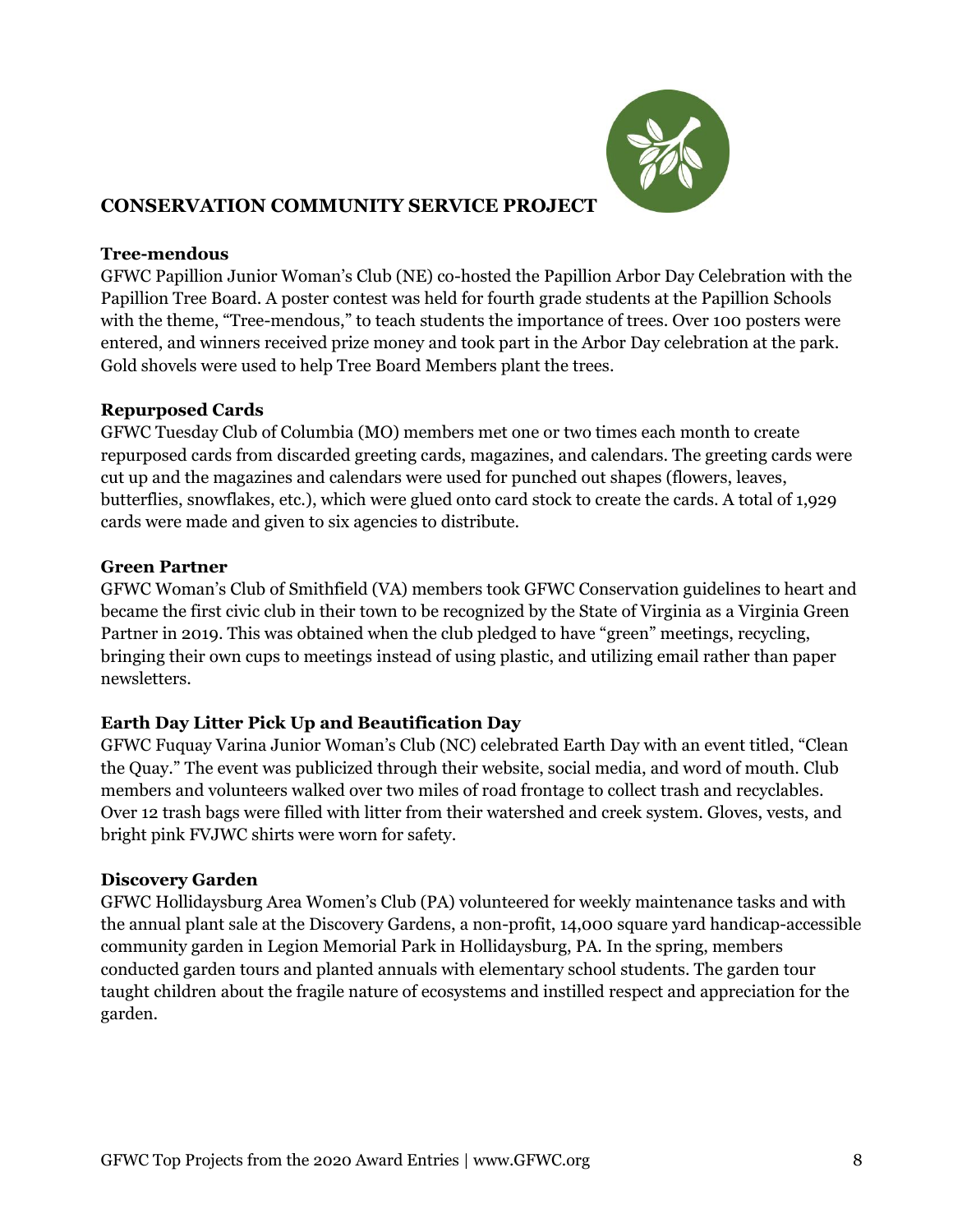## CONSERVATION COMMUNITY SERVICE PROJECT

### Tree-mendous

GFWC Papillion Junior Woman's Club (NE) co-hosted the Papillion Arbor Day Celebration with the Papillion Tree Board. A poster contest was held for fourth grade students at the Papillion Schools with the theme, "Tree-mendous," to teach students the importance of trees. Over 100 posters were entered, and winners received prize money and took part in the Arbor Day celebration at the park. Gold shovels were used to help Tree Board Members plant the trees.

### Repurposed Cards

GFWC Tuesday Club of Columbia (MO) members met one or two times each month to create repurposed cards from discarded greeting cards, magazines, and calendars. The greeting cards were cut up and the magazines and calendars were used for punched out shapes (flowers, leaves, butterflies, snowflakes, etc.), which were glued onto card stock to create the cards. A total of 1,929 cards were made and given to six agencies to distribute.

### Green Partner

GFWC Woman's Club of Smithfield (VA) members took GFWC Conservation guidelines to heart and became the first civic club in their town to be recognized by the State of Virginia as a Virginia Green Partner in 2019. This was obtained when the club pledged to have "green" meetings, recycling, bringing their own cups to meetings instead of using plastic, and utilizing email rather than paper newsletters.

### Earth Day Litter Pick Up and Beautification Day

GFWC Fuquay Varina Junior Woman's Club (NC) celebrated Earth Day with an event titled, "Clean the Quay." The event was publicized through their website, social media, and word of mouth. Club members and volunteers walked over two miles of road frontage to collect trash and recyclables. Over 12 trash bags were filled with litter from their watershed and creek system. Gloves, vests, and bright pink FVJWC shirts were worn for safety.

### Discovery Garden

GFWC Hollidaysburg Area Women's Club (PA) volunteered for weekly maintenance tasks and with the annual plant sale at the Discovery Gardens, a non-profit, 14,000 square yard handicap-accessible community garden in Legion Memorial Park in Hollidaysburg, PA. In the spring, members conducted garden tours and planted annuals with elementary school students. The garden tour taught children about the fragile nature of ecosystems and instilled respect and appreciation for the garden.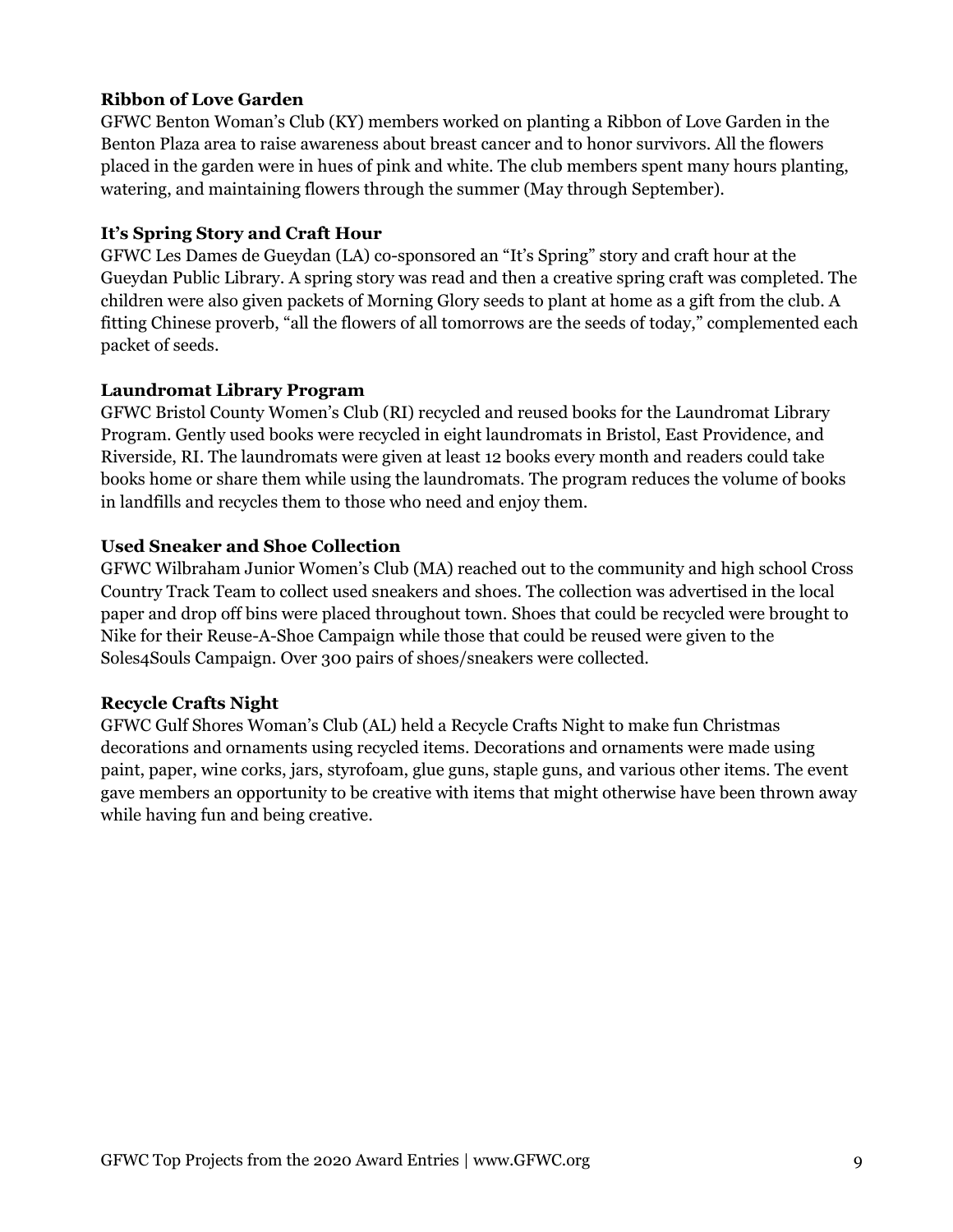**Ribbon of Love Garden**

GFWC Benton Woman's Club (KY) members worked on planting a Ribbon of Love Garden in the Benton Plaza area to raise awareness about breast cancer and to honor survivors. All the flowers placed in the garden were in hues of pink and white. The club members spent many hours planting, watering, and maintaining flowers through the summer (May through September).

**It's Spring Story and Craft Hour**

GFWC Les Dames de Gueydan (LA) co-sponsored an "It's Spring" story and craft hour at the Gueydan Public Library. A spring story was read and then a creative spring craft was completed. The children were also given packets of Morning Glory seeds to plant at home as a gift from the club. A fitting Chinese proverb, "all the flowers of all tomorrows are the seeds of today," complemented each packet of seeds.

**Laundromat Library Program**

GFWC Bristol County Women's Club (RI) recycled and reused books for the Laundromat Library Program. Gently used books were recycled in eight laundromats in Bristol, East Providence, and Riverside, RI. The laundromats were given at least 12 books every month and readers could take books home or share them while using the laundromats. The program reduces the volume of books in landfills and recycles them to those who need and enjoy them.

**Used Sneaker and Shoe Collection**

GFWC Wilbraham Junior Women's Club (MA) reached out to the community and high school Cross Country Track Team to collect used sneakers and shoes. The collection was advertised in the local paper and drop off bins were placed throughout town. Shoes that could be recycled were brought to Nike for their Reuse-A-Shoe Campaign while those that could be reused were given to the Soles4Souls Campaign. Over 300 pairs of shoes/sneakers were collected.

**Recycle Crafts Night**

GFWC Gulf Shores Woman's Club (AL) held a Recycle Crafts Night to make fun Christmas decorations and ornaments using recycled items. Decorations and ornaments were made using paint, paper, wine corks, jars, styrofoam, glue guns, staple guns, and various other items. The event gave members an opportunity to be creative with items that might otherwise have been thrown away while having fun and being creative.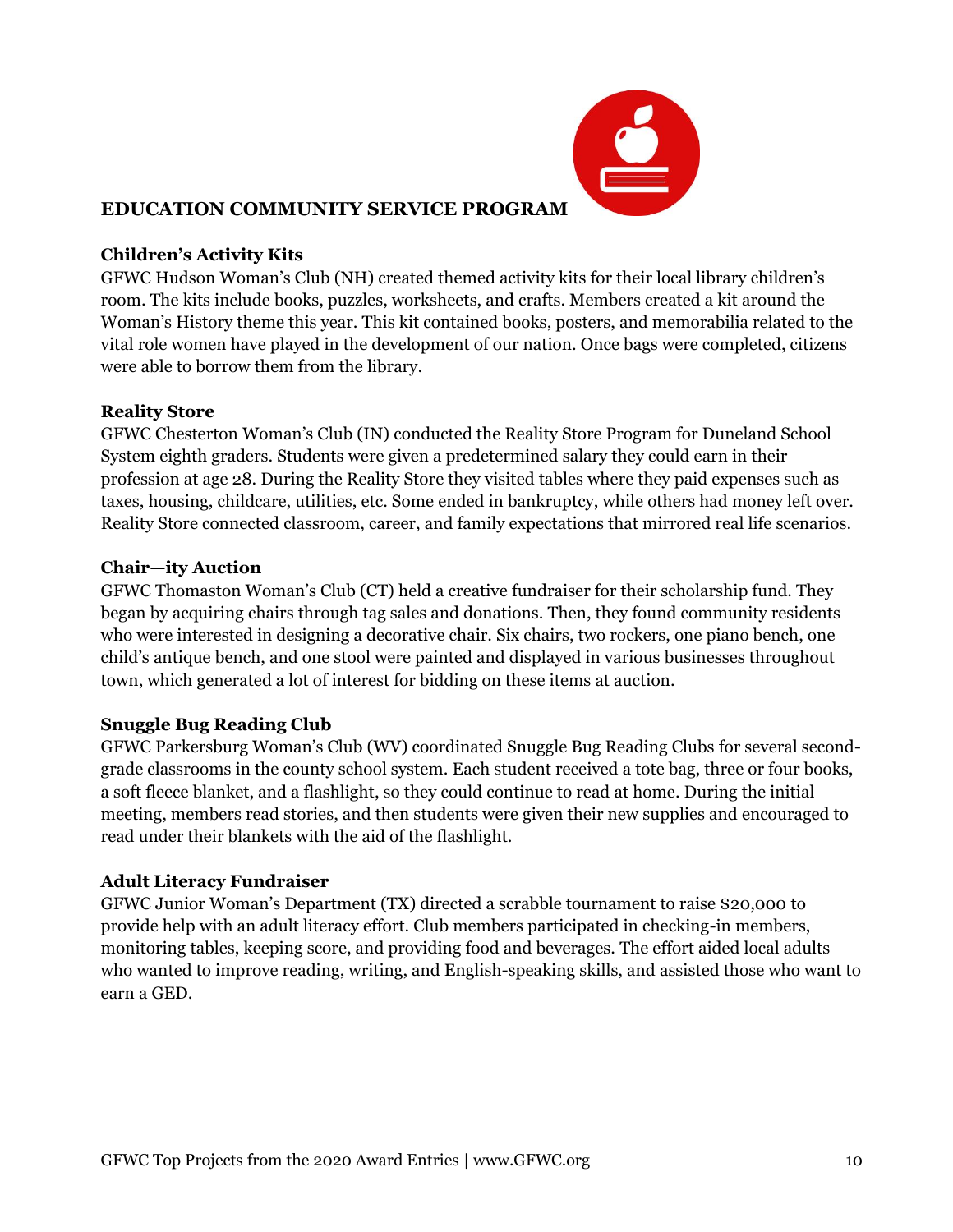## EDUCATION COMMUNITY SERVICE PROGRAM

### Children's Activity Kits

GFWC Hudson Woman's Club (NH) created themed activity kits for their local library children's room. The kits include books, puzzles, worksheets, and crafts. Members created a kit around the Woman's History theme this year. This kit contained books, posters, and memorabilia related to the vital role women have played in the development of our nation. Once bags were completed, citizens were able to borrow them from the library.

### Reality Store

GFWC Chesterton Woman's Club (IN) conducted the Reality Store Program for Duneland School System eighth graders. Students were given a predetermined salary they could earn in their profession at age 28. During the Reality Store they visited tables where they paid expenses such as taxes, housing, childcare, utilities, etc. Some ended in bankruptcy, while others had money left over. Reality Store connected classroom, career, and family expectations that mirrored real life scenarios.

### Chair—ity Auction

GFWC Thomaston Woman's Club (CT) held a creative fundraiser for their scholarship fund. They began by acquiring chairs through tag sales and donations. Then, they found community residents who were interested in designing a decorative chair. Six chairs, two rockers, one piano bench, one child's antique bench, and one stool were painted and displayed in various businesses throughout town, which generated a lot of interest for bidding on these items at auction.

### Snuggle Bug Reading Club

GFWC Parkersburg Woman's Club (WV) coordinated Snuggle Bug Reading Clubs for several second-grade classrooms in the county school system. Each student received a tote bag, three or four books, a soft fleece blanket, and a flashlight, so they could continue to read at home. During the initial meeting, members read stories, and then students were given their new supplies and encouraged to read under their blankets with the aid of the flashlight.

### Adult Literacy Fundraiser

GFWC Junior Woman's Department (TX) directed a scrabble tournament to raise $20,000 to provide help with an adult literacy effort. Club members participated in checking-in members, monitoring tables, keeping score, and providing food and beverages. The effort aided local adults who wanted to improve reading, writing, and English-speaking skills, and assisted those who want to earn a GED.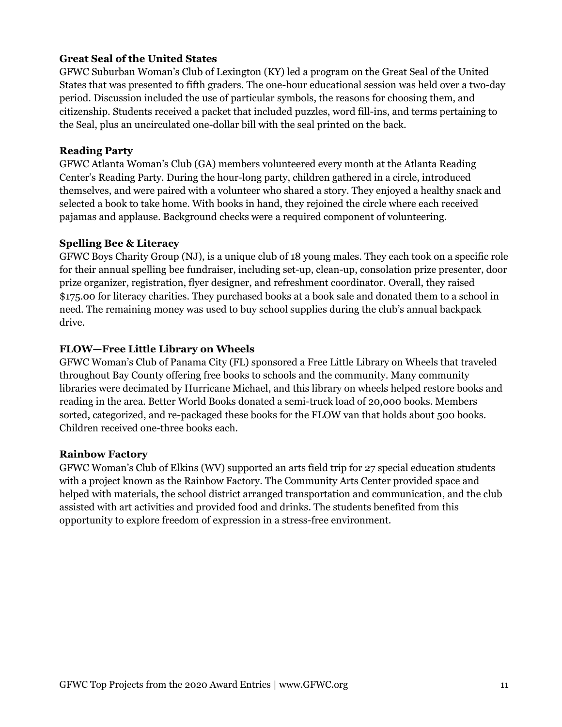### Great Seal of the United States

GFWC Suburban Woman's Club of Lexington (KY) led a program on the Great Seal of the United States that was presented to fifth graders. The one-hour educational session was held over a two-day period. Discussion included the use of particular symbols, the reasons for choosing them, and citizenship. Students received a packet that included puzzles, word fill-ins, and terms pertaining to the Seal, plus an uncirculated one-dollar bill with the seal printed on the back.

### Reading Party

GFWC Atlanta Woman's Club (GA) members volunteered every month at the Atlanta Reading Center's Reading Party. During the hour-long party, children gathered in a circle, introduced themselves, and were paired with a volunteer who shared a story. They enjoyed a healthy snack and selected a book to take home. With books in hand, they rejoined the circle where each received pajamas and applause. Background checks were a required component of volunteering.

### Spelling Bee & Literacy

GFWC Boys Charity Group (NJ), is a unique club of 18 young males. They each took on a specific role for their annual spelling bee fundraiser, including set-up, clean-up, consolation prize presenter, door prize organizer, registration, flyer designer, and refreshment coordinator. Overall, they raised $175.00 for literacy charities. They purchased books at a book sale and donated them to a school in need. The remaining money was used to buy school supplies during the club's annual backpack drive.

### FLOW—Free Little Library on Wheels

GFWC Woman's Club of Panama City (FL) sponsored a Free Little Library on Wheels that traveled throughout Bay County offering free books to schools and the community. Many community libraries were decimated by Hurricane Michael, and this library on wheels helped restore books and reading in the area. Better World Books donated a semi-truck load of 20,000 books. Members sorted, categorized, and re-packaged these books for the FLOW van that holds about 500 books. Children received one-three books each.

### Rainbow Factory

GFWC Woman's Club of Elkins (WV) supported an arts field trip for 27 special education students with a project known as the Rainbow Factory. The Community Arts Center provided space and helped with materials, the school district arranged transportation and communication, and the club assisted with art activities and provided food and drinks. The students benefited from this opportunity to explore freedom of expression in a stress-free environment.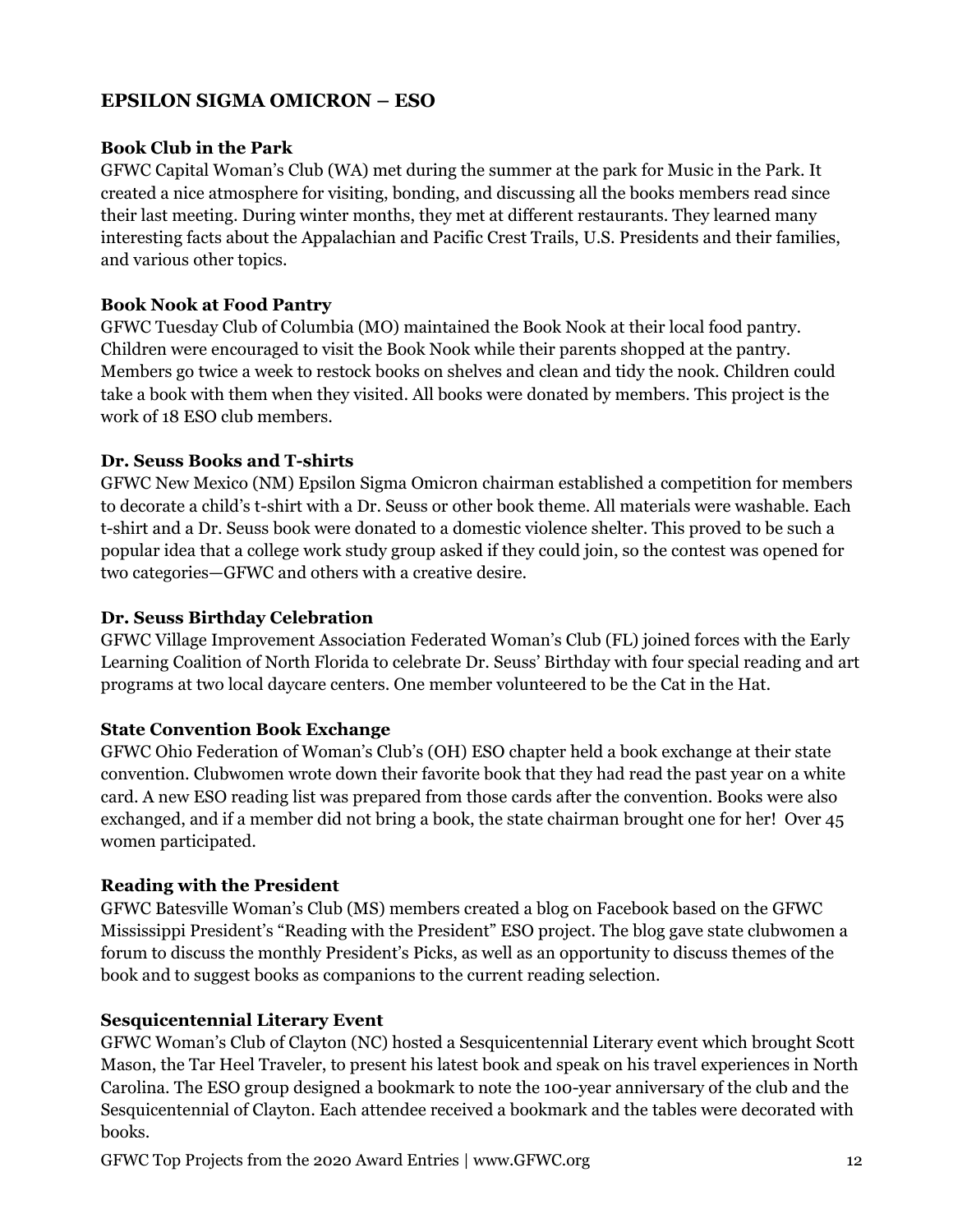## EPSILON SIGMA OMICRON – ESO

### Book Club in the Park

GFWC Capital Woman's Club (WA) met during the summer at the park for Music in the Park. It created a nice atmosphere for visiting, bonding, and discussing all the books members read since their last meeting. During winter months, they met at different restaurants. They learned many interesting facts about the Appalachian and Pacific Crest Trails, U.S. Presidents and their families, and various other topics.

### Book Nook at Food Pantry

GFWC Tuesday Club of Columbia (MO) maintained the Book Nook at their local food pantry. Children were encouraged to visit the Book Nook while their parents shopped at the pantry. Members go twice a week to restock books on shelves and clean and tidy the nook. Children could take a book with them when they visited. All books were donated by members. This project is the work of 18 ESO club members.

### Dr. Seuss Books and T-shirts

GFWC New Mexico (NM) Epsilon Sigma Omicron chairman established a competition for members to decorate a child's t-shirt with a Dr. Seuss or other book theme. All materials were washable. Each t-shirt and a Dr. Seuss book were donated to a domestic violence shelter. This proved to be such a popular idea that a college work study group asked if they could join, so the contest was opened for two categories—GFWC and others with a creative desire.

### Dr. Seuss Birthday Celebration

GFWC Village Improvement Association Federated Woman's Club (FL) joined forces with the Early Learning Coalition of North Florida to celebrate Dr. Seuss' Birthday with four special reading and art programs at two local daycare centers. One member volunteered to be the Cat in the Hat.

### State Convention Book Exchange

GFWC Ohio Federation of Woman's Club's (OH) ESO chapter held a book exchange at their state convention. Clubwomen wrote down their favorite book that they had read the past year on a white card. A new ESO reading list was prepared from those cards after the convention. Books were also exchanged, and if a member did not bring a book, the state chairman brought one for her! Over 45 women participated.

### Reading with the President

GFWC Batesville Woman's Club (MS) members created a blog on Facebook based on the GFWC Mississippi President's "Reading with the President" ESO project. The blog gave state clubwomen a forum to discuss the monthly President's Picks, as well as an opportunity to discuss themes of the book and to suggest books as companions to the current reading selection.

### Sesquicentennial Literary Event

GFWC Woman's Club of Clayton (NC) hosted a Sesquicentennial Literary event which brought Scott Mason, the Tar Heel Traveler, to present his latest book and speak on his travel experiences in North Carolina. The ESO group designed a bookmark to note the 100-year anniversary of the club and the Sesquicentennial of Clayton. Each attendee received a bookmark and the tables were decorated with books.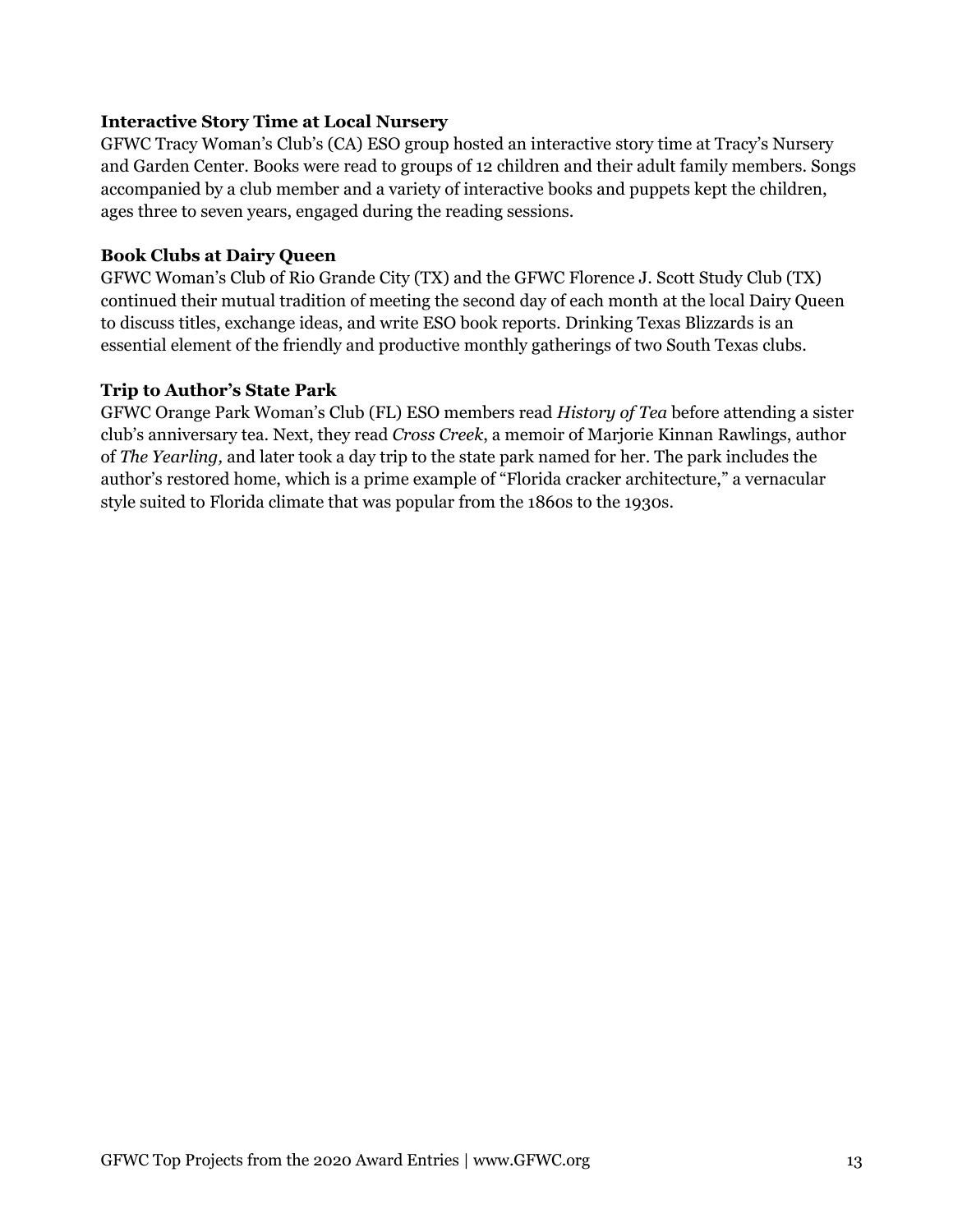**Interactive Story Time at Local Nursery**

GFWC Tracy Woman's Club's (CA) ESO group hosted an interactive story time at Tracy's Nursery and Garden Center. Books were read to groups of 12 children and their adult family members. Songs accompanied by a club member and a variety of interactive books and puppets kept the children, ages three to seven years, engaged during the reading sessions.

**Book Clubs at Dairy Queen**

GFWC Woman's Club of Rio Grande City (TX) and the GFWC Florence J. Scott Study Club (TX) continued their mutual tradition of meeting the second day of each month at the local Dairy Queen to discuss titles, exchange ideas, and write ESO book reports. Drinking Texas Blizzards is an essential element of the friendly and productive monthly gatherings of two South Texas clubs.

**Trip to Author's State Park**

GFWC Orange Park Woman's Club (FL) ESO members read *History of Tea* before attending a sister club's anniversary tea. Next, they read *Cross Creek*, a memoir of Marjorie Kinnan Rawlings, author of *The Yearling,* and later took a day trip to the state park named for her. The park includes the author's restored home, which is a prime example of "Florida cracker architecture," a vernacular style suited to Florida climate that was popular from the 1860s to the 1930s.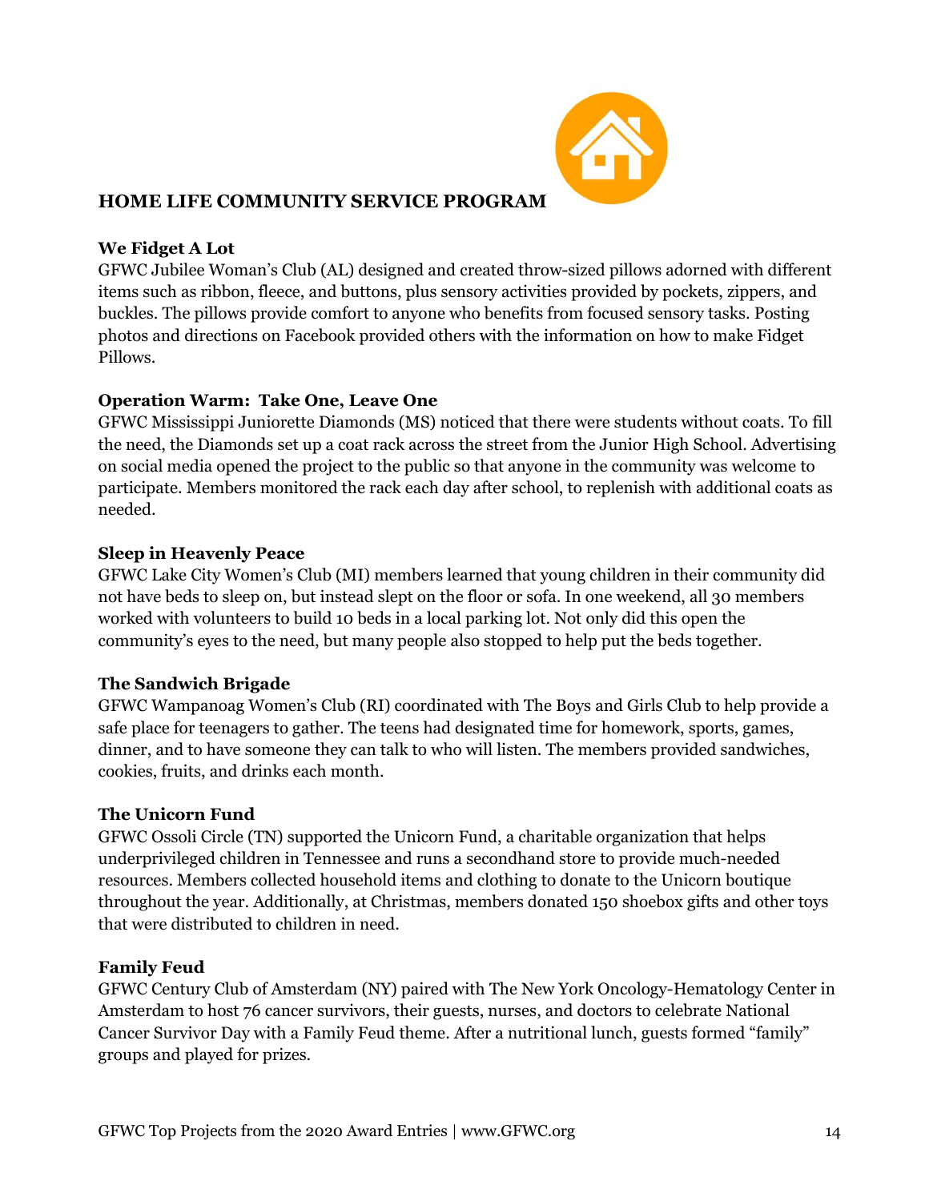## HOME LIFE COMMUNITY SERVICE PROGRAM

### We Fidget A Lot

GFWC Jubilee Woman's Club (AL) designed and created throw-sized pillows adorned with different items such as ribbon, fleece, and buttons, plus sensory activities provided by pockets, zippers, and buckles. The pillows provide comfort to anyone who benefits from focused sensory tasks. Posting photos and directions on Facebook provided others with the information on how to make Fidget Pillows.

### Operation Warm: Take One, Leave One

GFWC Mississippi Juniorette Diamonds (MS) noticed that there were students without coats. To fill the need, the Diamonds set up a coat rack across the street from the Junior High School. Advertising on social media opened the project to the public so that anyone in the community was welcome to participate. Members monitored the rack each day after school, to replenish with additional coats as needed.

### Sleep in Heavenly Peace

GFWC Lake City Women's Club (MI) members learned that young children in their community did not have beds to sleep on, but instead slept on the floor or sofa. In one weekend, all 30 members worked with volunteers to build 10 beds in a local parking lot. Not only did this open the community's eyes to the need, but many people also stopped to help put the beds together.

### The Sandwich Brigade

GFWC Wampanoag Women's Club (RI) coordinated with The Boys and Girls Club to help provide a safe place for teenagers to gather. The teens had designated time for homework, sports, games, dinner, and to have someone they can talk to who will listen. The members provided sandwiches, cookies, fruits, and drinks each month.

### The Unicorn Fund

GFWC Ossoli Circle (TN) supported the Unicorn Fund, a charitable organization that helps underprivileged children in Tennessee and runs a secondhand store to provide much-needed resources. Members collected household items and clothing to donate to the Unicorn boutique throughout the year. Additionally, at Christmas, members donated 150 shoebox gifts and other toys that were distributed to children in need.

### Family Feud

GFWC Century Club of Amsterdam (NY) paired with The New York Oncology-Hematology Center in Amsterdam to host 76 cancer survivors, their guests, nurses, and doctors to celebrate National Cancer Survivor Day with a Family Feud theme. After a nutritional lunch, guests formed "family" groups and played for prizes.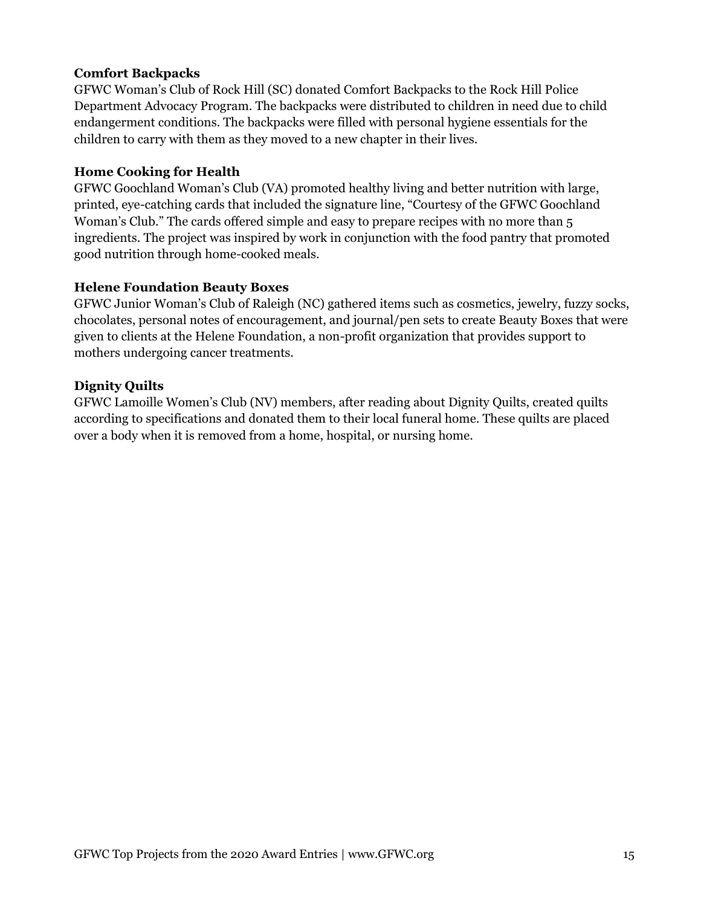**Comfort Backpacks**

GFWC Woman's Club of Rock Hill (SC) donated Comfort Backpacks to the Rock Hill Police Department Advocacy Program. The backpacks were distributed to children in need due to child endangerment conditions. The backpacks were filled with personal hygiene essentials for the children to carry with them as they moved to a new chapter in their lives.

**Home Cooking for Health**

GFWC Goochland Woman's Club (VA) promoted healthy living and better nutrition with large, printed, eye-catching cards that included the signature line, "Courtesy of the GFWC Goochland Woman's Club." The cards offered simple and easy to prepare recipes with no more than 5 ingredients. The project was inspired by work in conjunction with the food pantry that promoted good nutrition through home-cooked meals.

**Helene Foundation Beauty Boxes**

GFWC Junior Woman's Club of Raleigh (NC) gathered items such as cosmetics, jewelry, fuzzy socks, chocolates, personal notes of encouragement, and journal/pen sets to create Beauty Boxes that were given to clients at the Helene Foundation, a non-profit organization that provides support to mothers undergoing cancer treatments.

**Dignity Quilts**

GFWC Lamoille Women's Club (NV) members, after reading about Dignity Quilts, created quilts according to specifications and donated them to their local funeral home. These quilts are placed over a body when it is removed from a home, hospital, or nursing home.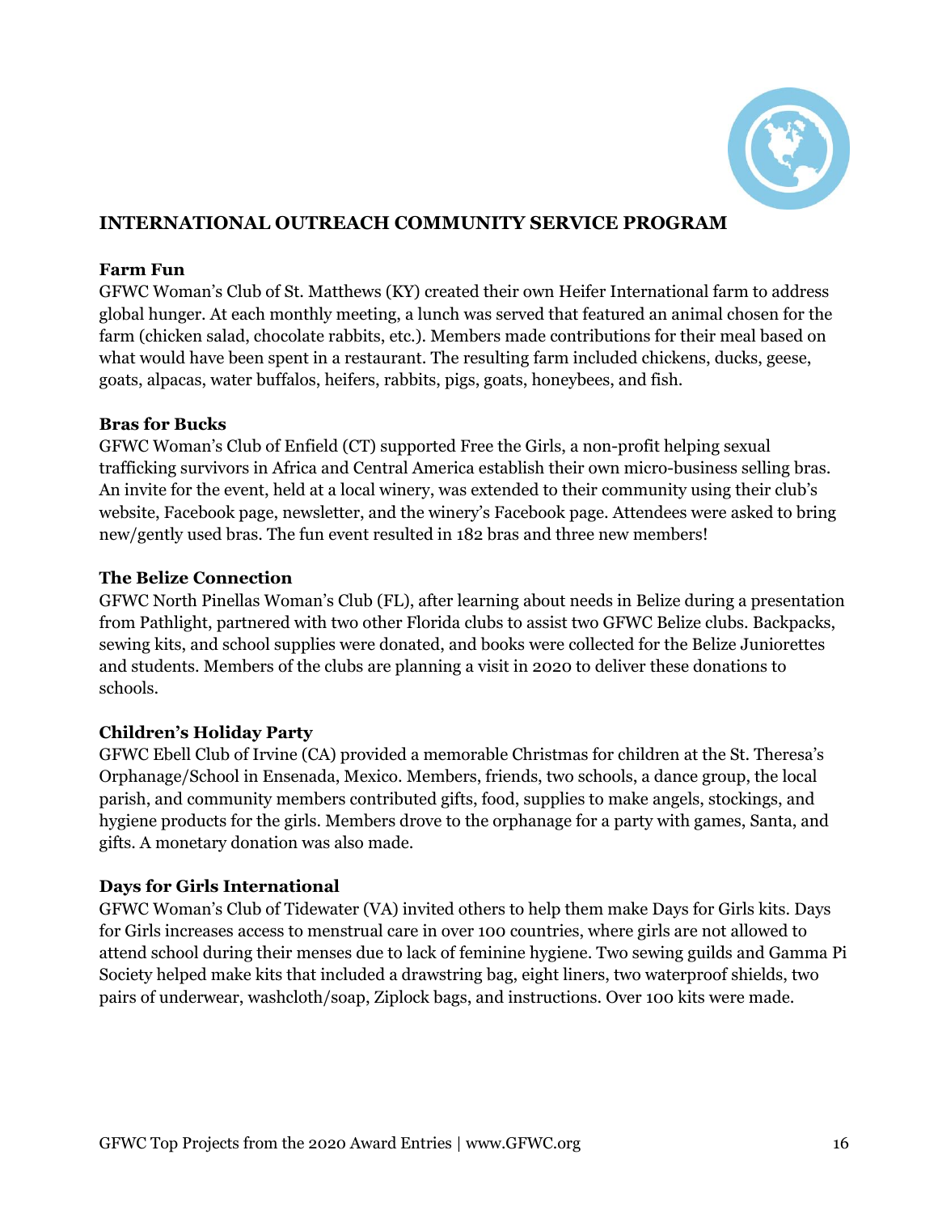## INTERNATIONAL OUTREACH COMMUNITY SERVICE PROGRAM

### Farm Fun

GFWC Woman's Club of St. Matthews (KY) created their own Heifer International farm to address global hunger. At each monthly meeting, a lunch was served that featured an animal chosen for the farm (chicken salad, chocolate rabbits, etc.). Members made contributions for their meal based on what would have been spent in a restaurant. The resulting farm included chickens, ducks, geese, goats, alpacas, water buffalos, heifers, rabbits, pigs, goats, honeybees, and fish.

### Bras for Bucks

GFWC Woman's Club of Enfield (CT) supported Free the Girls, a non-profit helping sexual trafficking survivors in Africa and Central America establish their own micro-business selling bras. An invite for the event, held at a local winery, was extended to their community using their club's website, Facebook page, newsletter, and the winery's Facebook page. Attendees were asked to bring new/gently used bras. The fun event resulted in 182 bras and three new members!

### The Belize Connection

GFWC North Pinellas Woman's Club (FL), after learning about needs in Belize during a presentation from Pathlight, partnered with two other Florida clubs to assist two GFWC Belize clubs. Backpacks, sewing kits, and school supplies were donated, and books were collected for the Belize Juniorettes and students. Members of the clubs are planning a visit in 2020 to deliver these donations to schools.

### Children's Holiday Party

GFWC Ebell Club of Irvine (CA) provided a memorable Christmas for children at the St. Theresa's Orphanage/School in Ensenada, Mexico. Members, friends, two schools, a dance group, the local parish, and community members contributed gifts, food, supplies to make angels, stockings, and hygiene products for the girls. Members drove to the orphanage for a party with games, Santa, and gifts. A monetary donation was also made.

### Days for Girls International

GFWC Woman's Club of Tidewater (VA) invited others to help them make Days for Girls kits. Days for Girls increases access to menstrual care in over 100 countries, where girls are not allowed to attend school during their menses due to lack of feminine hygiene. Two sewing guilds and Gamma Pi Society helped make kits that included a drawstring bag, eight liners, two waterproof shields, two pairs of underwear, washcloth/soap, Ziplock bags, and instructions. Over 100 kits were made.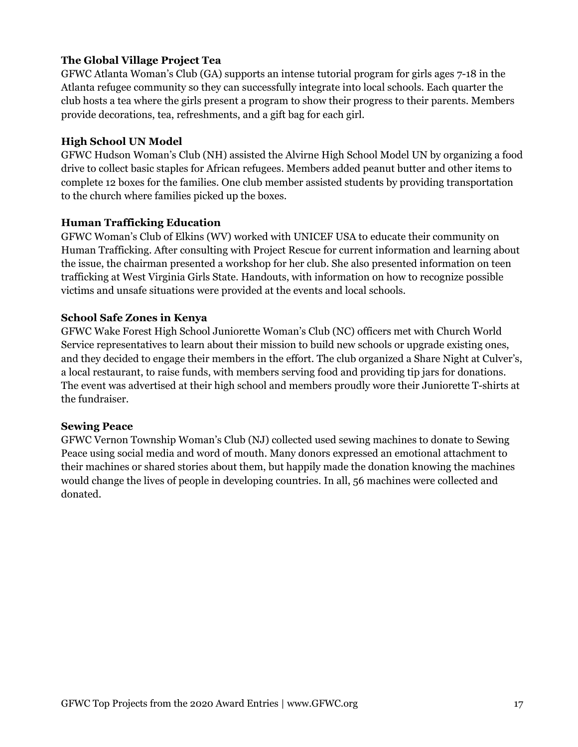**The Global Village Project Tea**

GFWC Atlanta Woman's Club (GA) supports an intense tutorial program for girls ages 7-18 in the Atlanta refugee community so they can successfully integrate into local schools. Each quarter the club hosts a tea where the girls present a program to show their progress to their parents. Members provide decorations, tea, refreshments, and a gift bag for each girl.

**High School UN Model**

GFWC Hudson Woman's Club (NH) assisted the Alvirne High School Model UN by organizing a food drive to collect basic staples for African refugees. Members added peanut butter and other items to complete 12 boxes for the families. One club member assisted students by providing transportation to the church where families picked up the boxes.

**Human Trafficking Education**

GFWC Woman's Club of Elkins (WV) worked with UNICEF USA to educate their community on Human Trafficking. After consulting with Project Rescue for current information and learning about the issue, the chairman presented a workshop for her club. She also presented information on teen trafficking at West Virginia Girls State. Handouts, with information on how to recognize possible victims and unsafe situations were provided at the events and local schools.

**School Safe Zones in Kenya**

GFWC Wake Forest High School Juniorette Woman's Club (NC) officers met with Church World Service representatives to learn about their mission to build new schools or upgrade existing ones, and they decided to engage their members in the effort. The club organized a Share Night at Culver's, a local restaurant, to raise funds, with members serving food and providing tip jars for donations. The event was advertised at their high school and members proudly wore their Juniorette T-shirts at the fundraiser.

**Sewing Peace**

GFWC Vernon Township Woman's Club (NJ) collected used sewing machines to donate to Sewing Peace using social media and word of mouth. Many donors expressed an emotional attachment to their machines or shared stories about them, but happily made the donation knowing the machines would change the lives of people in developing countries. In all, 56 machines were collected and donated.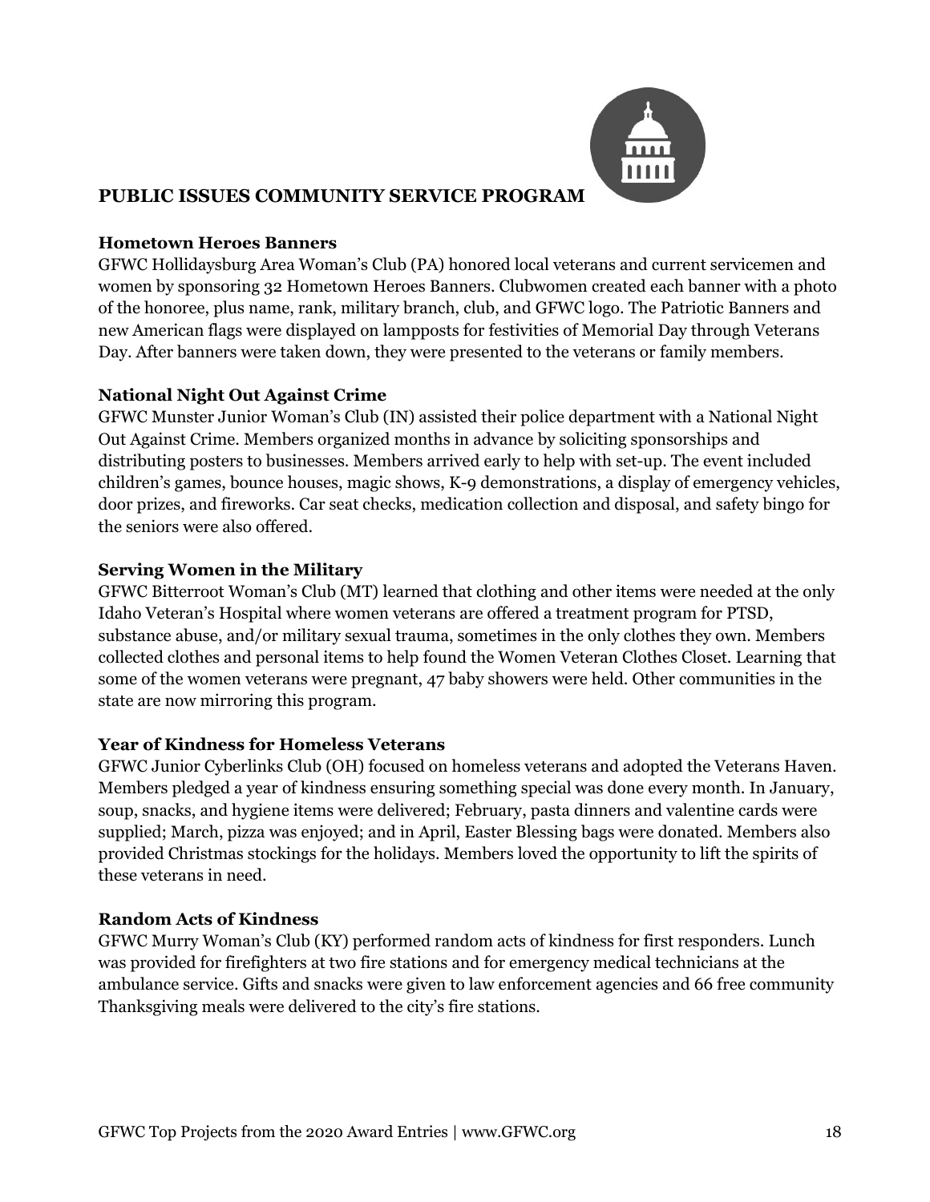## PUBLIC ISSUES COMMUNITY SERVICE PROGRAM

### Hometown Heroes Banners

GFWC Hollidaysburg Area Woman's Club (PA) honored local veterans and current servicemen and women by sponsoring 32 Hometown Heroes Banners. Clubwomen created each banner with a photo of the honoree, plus name, rank, military branch, club, and GFWC logo. The Patriotic Banners and new American flags were displayed on lampposts for festivities of Memorial Day through Veterans Day. After banners were taken down, they were presented to the veterans or family members.

### National Night Out Against Crime

GFWC Munster Junior Woman's Club (IN) assisted their police department with a National Night Out Against Crime. Members organized months in advance by soliciting sponsorships and distributing posters to businesses. Members arrived early to help with set-up. The event included children's games, bounce houses, magic shows, K-9 demonstrations, a display of emergency vehicles, door prizes, and fireworks. Car seat checks, medication collection and disposal, and safety bingo for the seniors were also offered.

### Serving Women in the Military

GFWC Bitterroot Woman's Club (MT) learned that clothing and other items were needed at the only Idaho Veteran's Hospital where women veterans are offered a treatment program for PTSD, substance abuse, and/or military sexual trauma, sometimes in the only clothes they own. Members collected clothes and personal items to help found the Women Veteran Clothes Closet. Learning that some of the women veterans were pregnant, 47 baby showers were held. Other communities in the state are now mirroring this program.

### Year of Kindness for Homeless Veterans

GFWC Junior Cyberlinks Club (OH) focused on homeless veterans and adopted the Veterans Haven. Members pledged a year of kindness ensuring something special was done every month. In January, soup, snacks, and hygiene items were delivered; February, pasta dinners and valentine cards were supplied; March, pizza was enjoyed; and in April, Easter Blessing bags were donated. Members also provided Christmas stockings for the holidays. Members loved the opportunity to lift the spirits of these veterans in need.

### Random Acts of Kindness

GFWC Murry Woman's Club (KY) performed random acts of kindness for first responders. Lunch was provided for firefighters at two fire stations and for emergency medical technicians at the ambulance service. Gifts and snacks were given to law enforcement agencies and 66 free community Thanksgiving meals were delivered to the city's fire stations.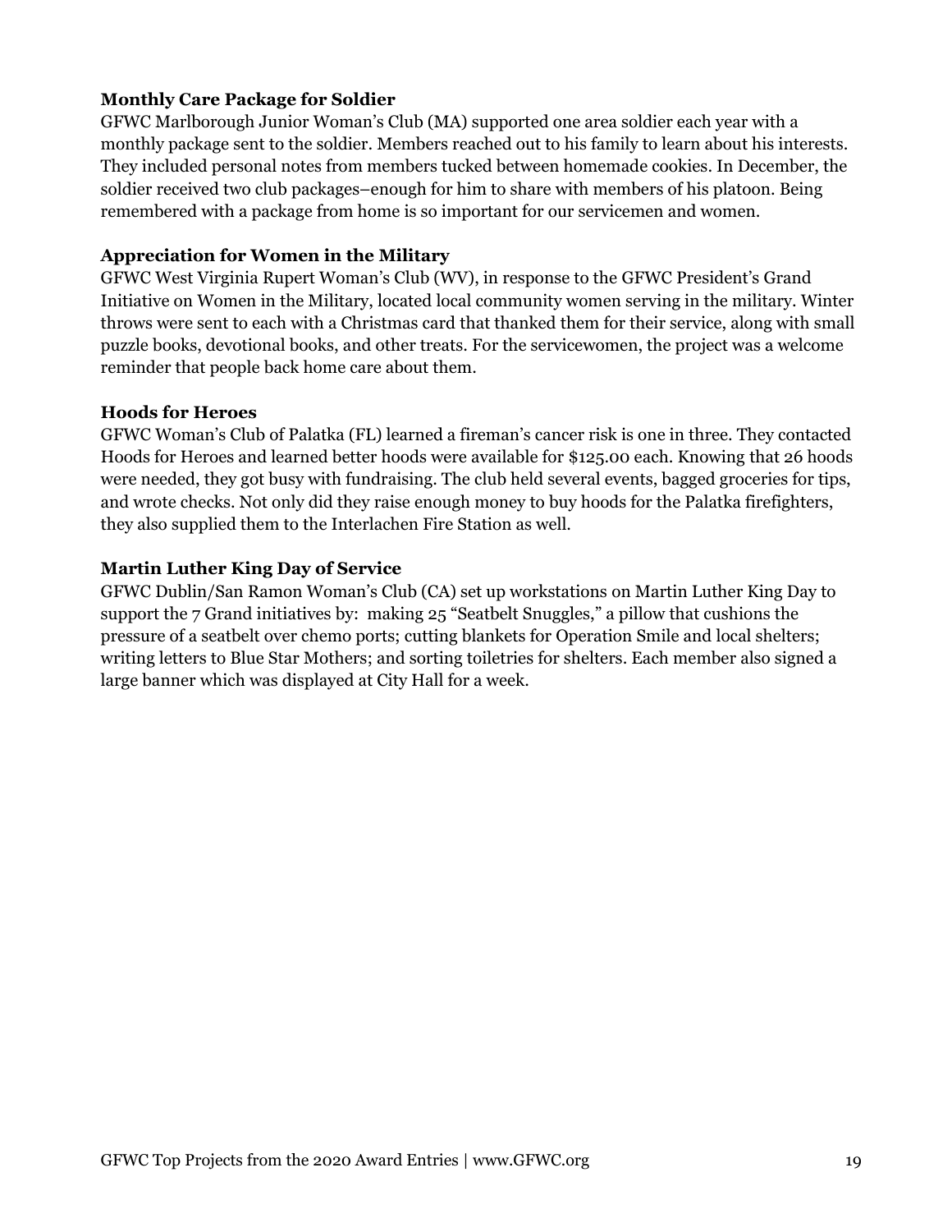**Monthly Care Package for Soldier**

GFWC Marlborough Junior Woman's Club (MA) supported one area soldier each year with a monthly package sent to the soldier. Members reached out to his family to learn about his interests. They included personal notes from members tucked between homemade cookies. In December, the soldier received two club packages–enough for him to share with members of his platoon. Being remembered with a package from home is so important for our servicemen and women.

**Appreciation for Women in the Military**

GFWC West Virginia Rupert Woman's Club (WV), in response to the GFWC President's Grand Initiative on Women in the Military, located local community women serving in the military. Winter throws were sent to each with a Christmas card that thanked them for their service, along with small puzzle books, devotional books, and other treats. For the servicewomen, the project was a welcome reminder that people back home care about them.

**Hoods for Heroes**

GFWC Woman's Club of Palatka (FL) learned a fireman's cancer risk is one in three. They contacted Hoods for Heroes and learned better hoods were available for $125.00 each. Knowing that 26 hoods were needed, they got busy with fundraising. The club held several events, bagged groceries for tips, and wrote checks. Not only did they raise enough money to buy hoods for the Palatka firefighters, they also supplied them to the Interlachen Fire Station as well.

**Martin Luther King Day of Service**

GFWC Dublin/San Ramon Woman's Club (CA) set up workstations on Martin Luther King Day to support the 7 Grand initiatives by: making 25 "Seatbelt Snuggles," a pillow that cushions the pressure of a seatbelt over chemo ports; cutting blankets for Operation Smile and local shelters; writing letters to Blue Star Mothers; and sorting toiletries for shelters. Each member also signed a large banner which was displayed at City Hall for a week.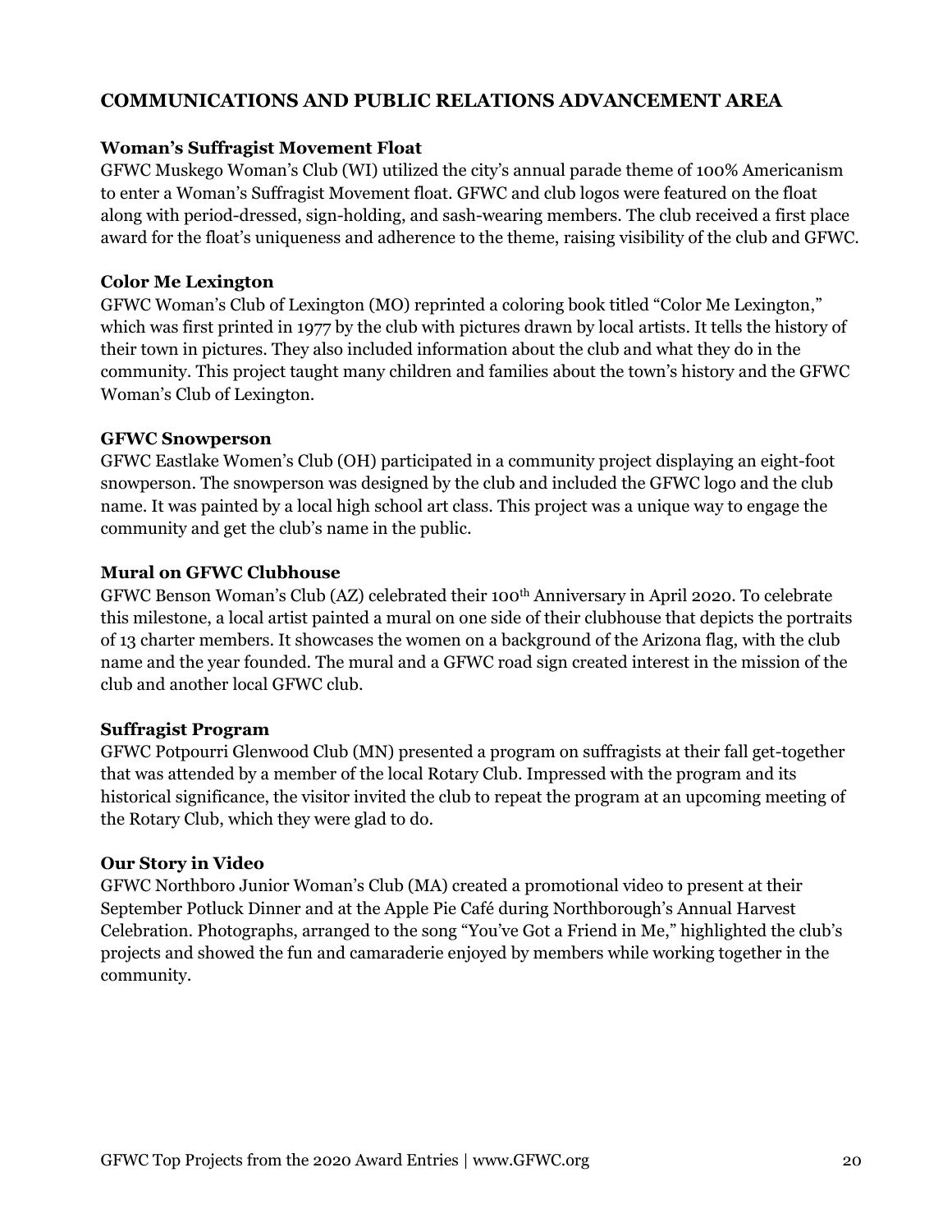## COMMUNICATIONS AND PUBLIC RELATIONS ADVANCEMENT AREA

### Woman's Suffragist Movement Float

GFWC Muskego Woman's Club (WI) utilized the city's annual parade theme of 100% Americanism to enter a Woman's Suffragist Movement float. GFWC and club logos were featured on the float along with period-dressed, sign-holding, and sash-wearing members. The club received a first place award for the float's uniqueness and adherence to the theme, raising visibility of the club and GFWC.

### Color Me Lexington

GFWC Woman's Club of Lexington (MO) reprinted a coloring book titled "Color Me Lexington," which was first printed in 1977 by the club with pictures drawn by local artists. It tells the history of their town in pictures. They also included information about the club and what they do in the community. This project taught many children and families about the town's history and the GFWC Woman's Club of Lexington.

### GFWC Snowperson

GFWC Eastlake Women's Club (OH) participated in a community project displaying an eight-foot snowperson. The snowperson was designed by the club and included the GFWC logo and the club name. It was painted by a local high school art class. This project was a unique way to engage the community and get the club's name in the public.

### Mural on GFWC Clubhouse

GFWC Benson Woman's Club (AZ) celebrated their 100th Anniversary in April 2020. To celebrate this milestone, a local artist painted a mural on one side of their clubhouse that depicts the portraits of 13 charter members. It showcases the women on a background of the Arizona flag, with the club name and the year founded. The mural and a GFWC road sign created interest in the mission of the club and another local GFWC club.

### Suffragist Program

GFWC Potpourri Glenwood Club (MN) presented a program on suffragists at their fall get-together that was attended by a member of the local Rotary Club. Impressed with the program and its historical significance, the visitor invited the club to repeat the program at an upcoming meeting of the Rotary Club, which they were glad to do.

### Our Story in Video

GFWC Northboro Junior Woman's Club (MA) created a promotional video to present at their September Potluck Dinner and at the Apple Pie Café during Northborough's Annual Harvest Celebration. Photographs, arranged to the song "You've Got a Friend in Me," highlighted the club's projects and showed the fun and camaraderie enjoyed by members while working together in the community.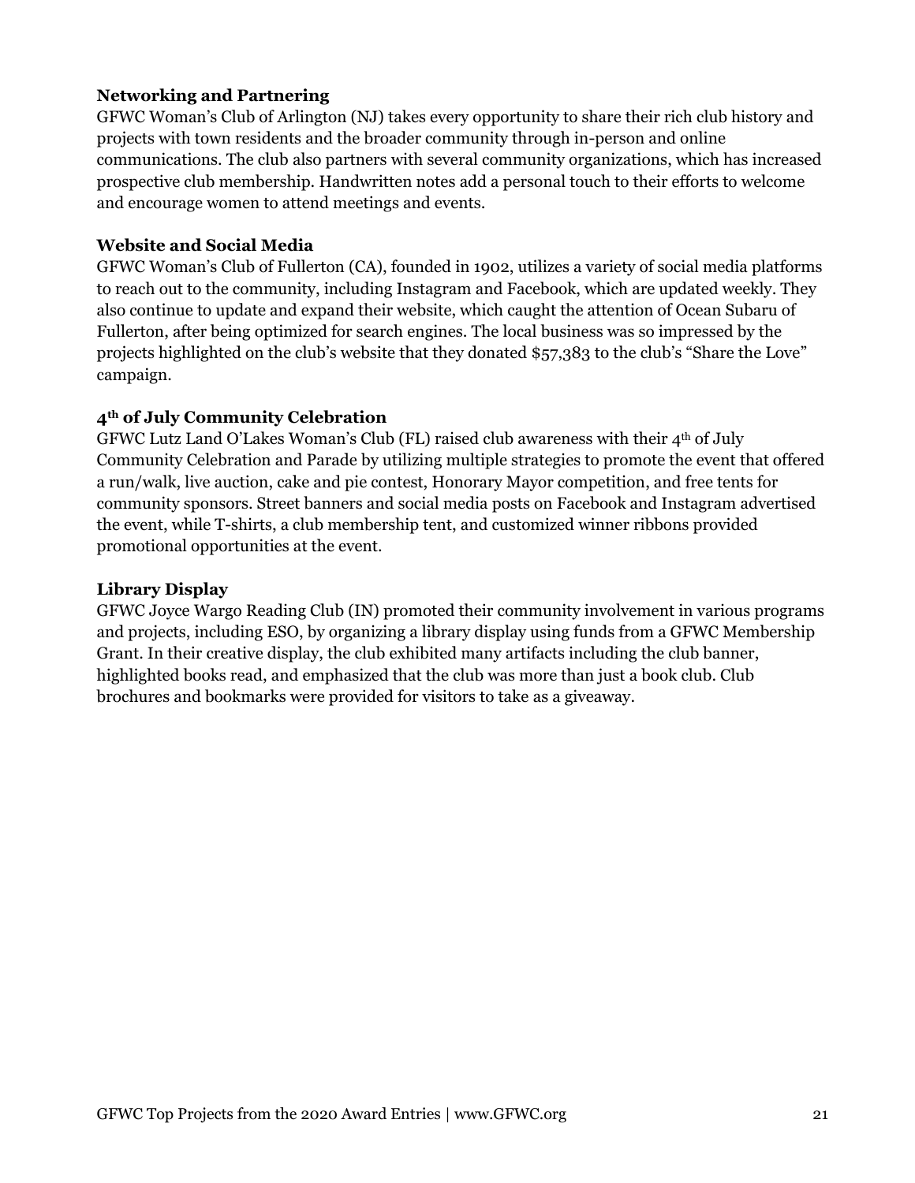### Networking and Partnering

GFWC Woman's Club of Arlington (NJ) takes every opportunity to share their rich club history and projects with town residents and the broader community through in-person and online communications. The club also partners with several community organizations, which has increased prospective club membership. Handwritten notes add a personal touch to their efforts to welcome and encourage women to attend meetings and events.

### Website and Social Media

GFWC Woman's Club of Fullerton (CA), founded in 1902, utilizes a variety of social media platforms to reach out to the community, including Instagram and Facebook, which are updated weekly. They also continue to update and expand their website, which caught the attention of Ocean Subaru of Fullerton, after being optimized for search engines. The local business was so impressed by the projects highlighted on the club's website that they donated $57,383 to the club's "Share the Love" campaign.

### 4th of July Community Celebration

GFWC Lutz Land O'Lakes Woman's Club (FL) raised club awareness with their 4th of July Community Celebration and Parade by utilizing multiple strategies to promote the event that offered a run/walk, live auction, cake and pie contest, Honorary Mayor competition, and free tents for community sponsors. Street banners and social media posts on Facebook and Instagram advertised the event, while T-shirts, a club membership tent, and customized winner ribbons provided promotional opportunities at the event.

### Library Display

GFWC Joyce Wargo Reading Club (IN) promoted their community involvement in various programs and projects, including ESO, by organizing a library display using funds from a GFWC Membership Grant. In their creative display, the club exhibited many artifacts including the club banner, highlighted books read, and emphasized that the club was more than just a book club. Club brochures and bookmarks were provided for visitors to take as a giveaway.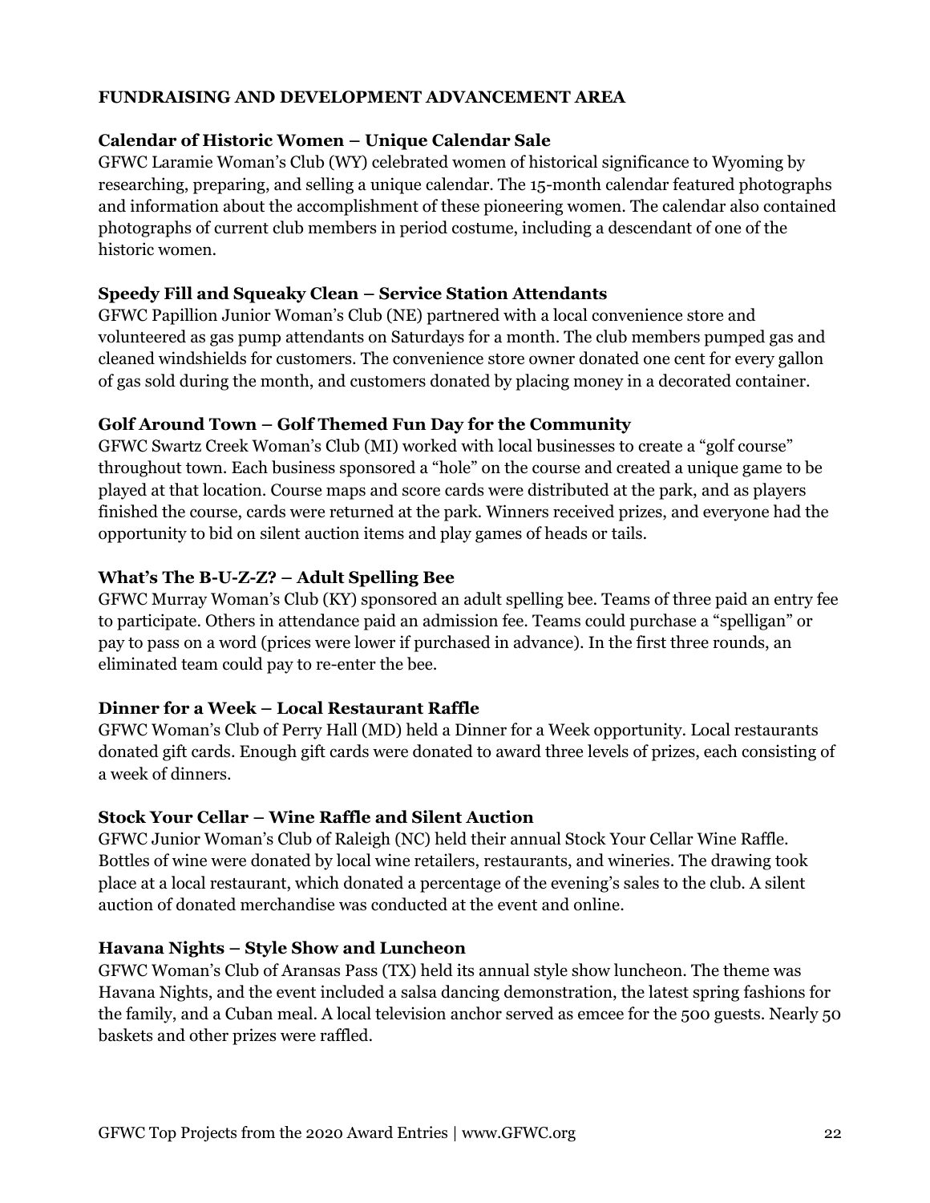## FUNDRAISING AND DEVELOPMENT ADVANCEMENT AREA

### Calendar of Historic Women – Unique Calendar Sale

GFWC Laramie Woman's Club (WY) celebrated women of historical significance to Wyoming by researching, preparing, and selling a unique calendar. The 15-month calendar featured photographs and information about the accomplishment of these pioneering women. The calendar also contained photographs of current club members in period costume, including a descendant of one of the historic women.

### Speedy Fill and Squeaky Clean – Service Station Attendants

GFWC Papillion Junior Woman's Club (NE) partnered with a local convenience store and volunteered as gas pump attendants on Saturdays for a month. The club members pumped gas and cleaned windshields for customers. The convenience store owner donated one cent for every gallon of gas sold during the month, and customers donated by placing money in a decorated container.

### Golf Around Town – Golf Themed Fun Day for the Community

GFWC Swartz Creek Woman's Club (MI) worked with local businesses to create a "golf course" throughout town. Each business sponsored a "hole" on the course and created a unique game to be played at that location. Course maps and score cards were distributed at the park, and as players finished the course, cards were returned at the park. Winners received prizes, and everyone had the opportunity to bid on silent auction items and play games of heads or tails.

### What's The B-U-Z-Z? – Adult Spelling Bee

GFWC Murray Woman's Club (KY) sponsored an adult spelling bee. Teams of three paid an entry fee to participate. Others in attendance paid an admission fee. Teams could purchase a "spelligan" or pay to pass on a word (prices were lower if purchased in advance). In the first three rounds, an eliminated team could pay to re-enter the bee.

### Dinner for a Week – Local Restaurant Raffle

GFWC Woman's Club of Perry Hall (MD) held a Dinner for a Week opportunity. Local restaurants donated gift cards. Enough gift cards were donated to award three levels of prizes, each consisting of a week of dinners.

### Stock Your Cellar – Wine Raffle and Silent Auction

GFWC Junior Woman's Club of Raleigh (NC) held their annual Stock Your Cellar Wine Raffle. Bottles of wine were donated by local wine retailers, restaurants, and wineries. The drawing took place at a local restaurant, which donated a percentage of the evening's sales to the club. A silent auction of donated merchandise was conducted at the event and online.

### Havana Nights – Style Show and Luncheon

GFWC Woman's Club of Aransas Pass (TX) held its annual style show luncheon. The theme was Havana Nights, and the event included a salsa dancing demonstration, the latest spring fashions for the family, and a Cuban meal. A local television anchor served as emcee for the 500 guests. Nearly 50 baskets and other prizes were raffled.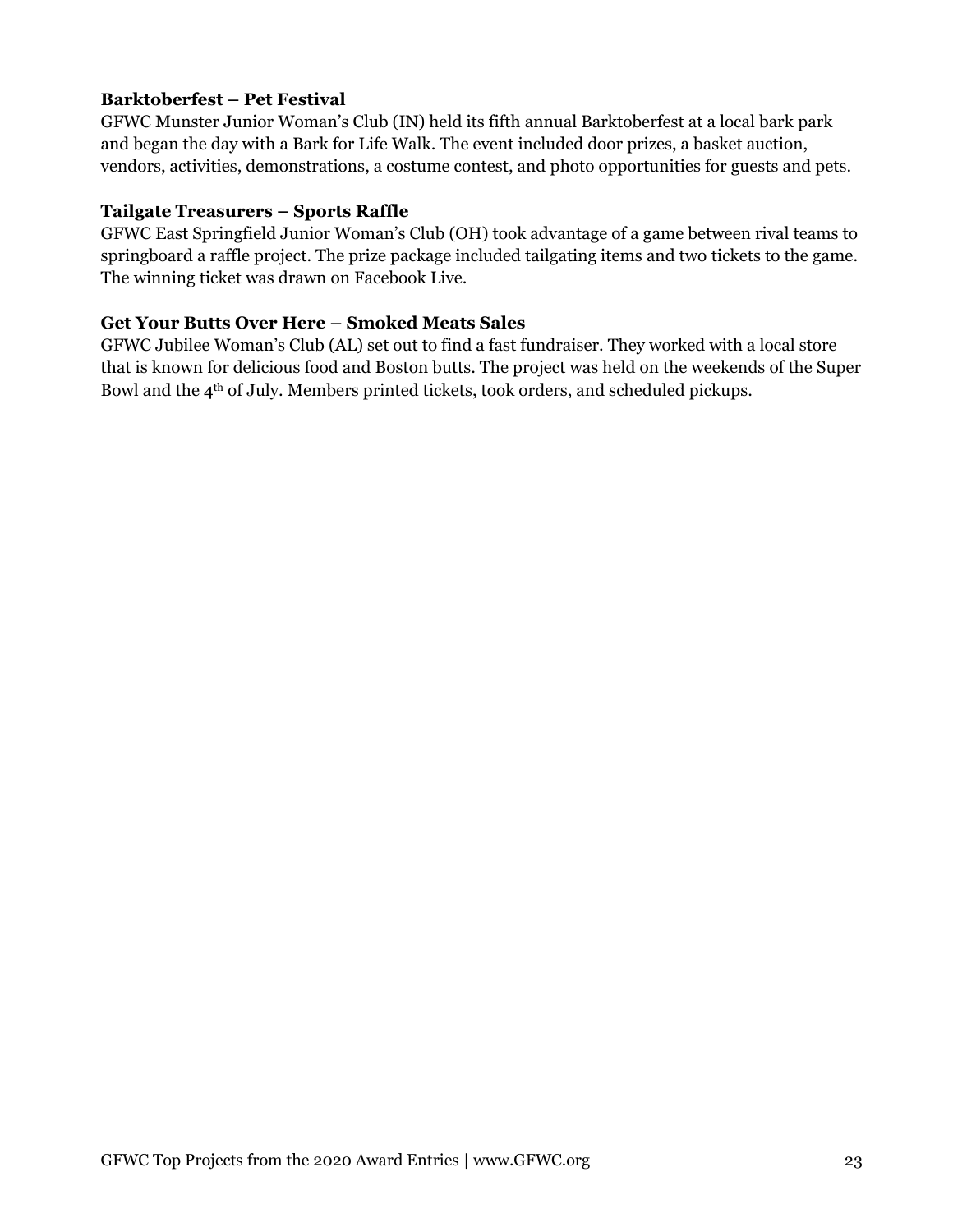**Barktoberfest – Pet Festival**

GFWC Munster Junior Woman's Club (IN) held its fifth annual Barktoberfest at a local bark park and began the day with a Bark for Life Walk. The event included door prizes, a basket auction, vendors, activities, demonstrations, a costume contest, and photo opportunities for guests and pets.

**Tailgate Treasurers – Sports Raffle**

GFWC East Springfield Junior Woman's Club (OH) took advantage of a game between rival teams to springboard a raffle project. The prize package included tailgating items and two tickets to the game. The winning ticket was drawn on Facebook Live.

**Get Your Butts Over Here – Smoked Meats Sales**

GFWC Jubilee Woman's Club (AL) set out to find a fast fundraiser. They worked with a local store that is known for delicious food and Boston butts. The project was held on the weekends of the Super Bowl and the 4th of July. Members printed tickets, took orders, and scheduled pickups.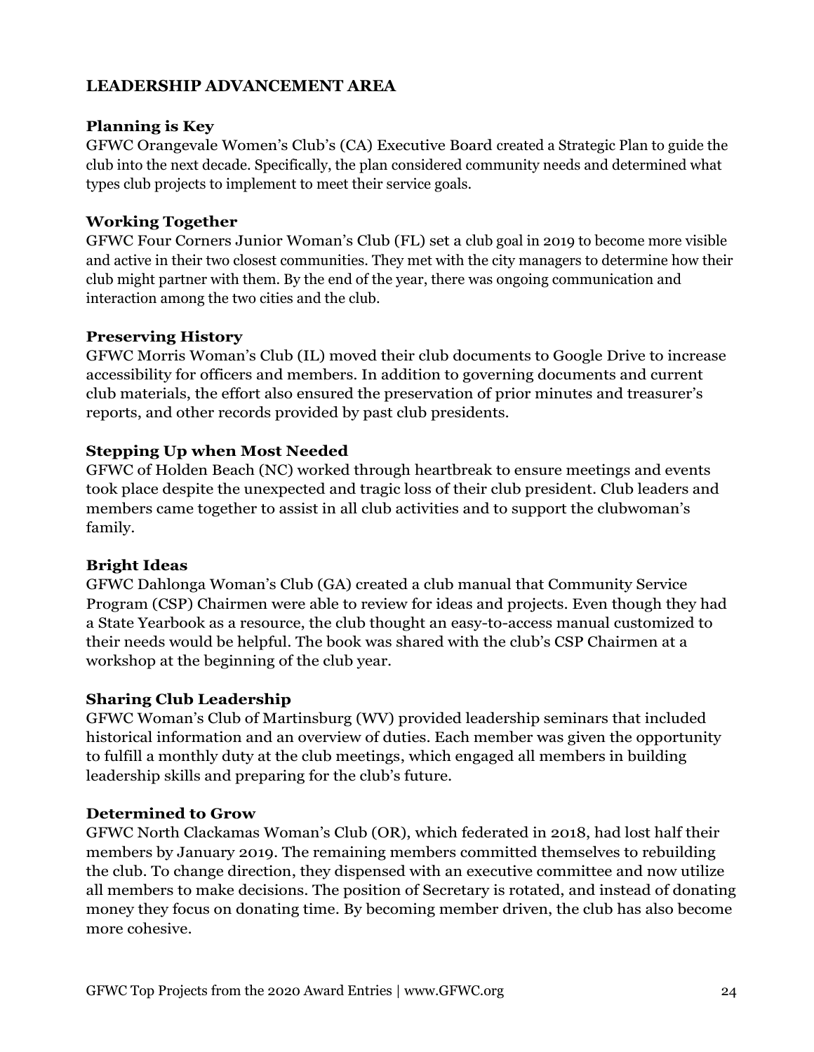## LEADERSHIP ADVANCEMENT AREA

### Planning is Key

GFWC Orangevale Women's Club's (CA) Executive Board created a Strategic Plan to guide the club into the next decade. Specifically, the plan considered community needs and determined what types club projects to implement to meet their service goals.

### Working Together

GFWC Four Corners Junior Woman's Club (FL) set a club goal in 2019 to become more visible and active in their two closest communities. They met with the city managers to determine how their club might partner with them. By the end of the year, there was ongoing communication and interaction among the two cities and the club.

### Preserving History

GFWC Morris Woman's Club (IL) moved their club documents to Google Drive to increase accessibility for officers and members. In addition to governing documents and current club materials, the effort also ensured the preservation of prior minutes and treasurer's reports, and other records provided by past club presidents.

### Stepping Up when Most Needed

GFWC of Holden Beach (NC) worked through heartbreak to ensure meetings and events took place despite the unexpected and tragic loss of their club president. Club leaders and members came together to assist in all club activities and to support the clubwoman's family.

### Bright Ideas

GFWC Dahlonga Woman's Club (GA) created a club manual that Community Service Program (CSP) Chairmen were able to review for ideas and projects. Even though they had a State Yearbook as a resource, the club thought an easy-to-access manual customized to their needs would be helpful. The book was shared with the club's CSP Chairmen at a workshop at the beginning of the club year.

### Sharing Club Leadership

GFWC Woman's Club of Martinsburg (WV) provided leadership seminars that included historical information and an overview of duties. Each member was given the opportunity to fulfill a monthly duty at the club meetings, which engaged all members in building leadership skills and preparing for the club's future.

### Determined to Grow

GFWC North Clackamas Woman's Club (OR), which federated in 2018, had lost half their members by January 2019. The remaining members committed themselves to rebuilding the club. To change direction, they dispensed with an executive committee and now utilize all members to make decisions. The position of Secretary is rotated, and instead of donating money they focus on donating time. By becoming member driven, the club has also become more cohesive.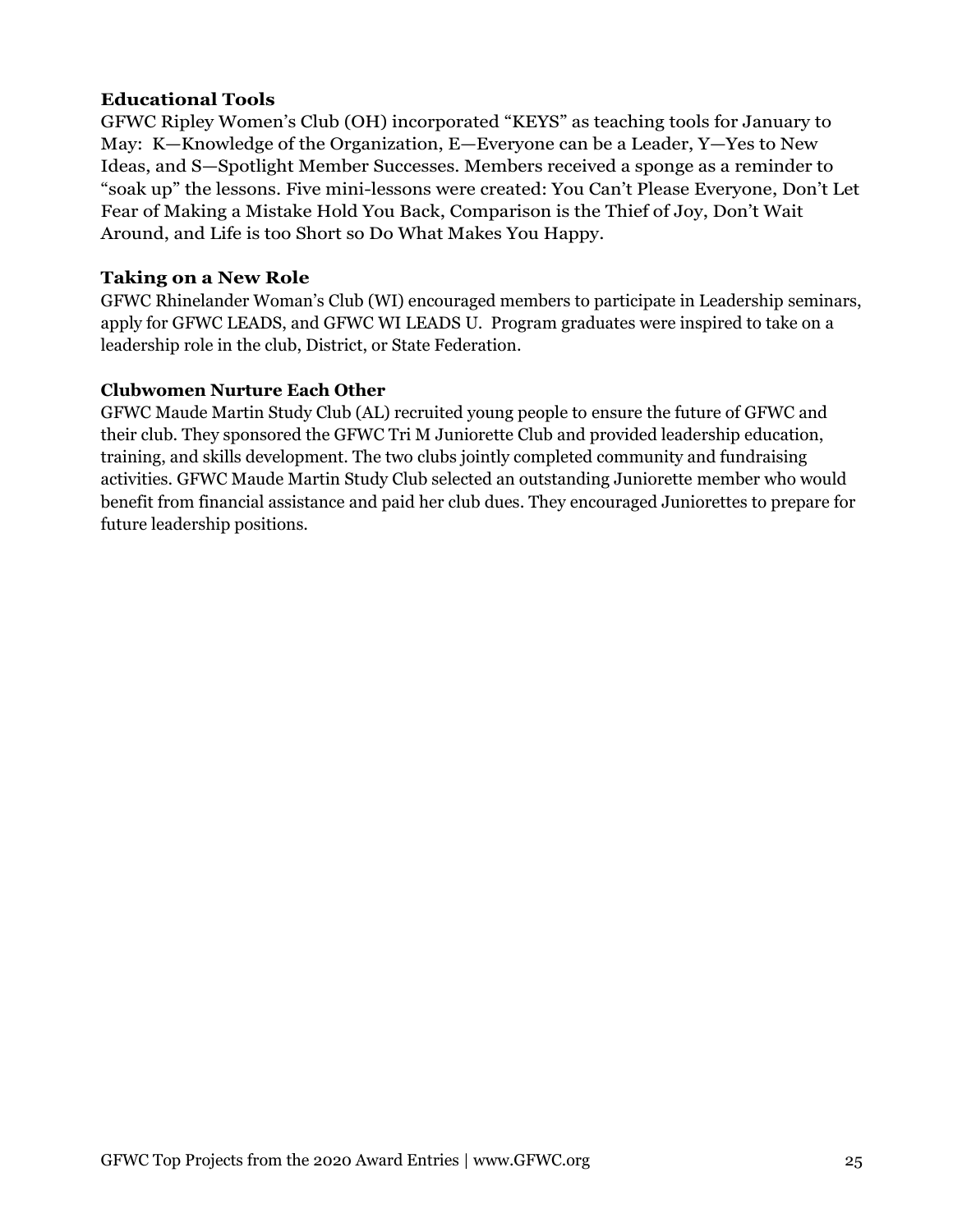**Educational Tools**

GFWC Ripley Women's Club (OH) incorporated "KEYS" as teaching tools for January to May: K—Knowledge of the Organization, E—Everyone can be a Leader, Y—Yes to New Ideas, and S—Spotlight Member Successes. Members received a sponge as a reminder to "soak up" the lessons. Five mini-lessons were created: You Can't Please Everyone, Don't Let Fear of Making a Mistake Hold You Back, Comparison is the Thief of Joy, Don't Wait Around, and Life is too Short so Do What Makes You Happy.

**Taking on a New Role**

GFWC Rhinelander Woman's Club (WI) encouraged members to participate in Leadership seminars, apply for GFWC LEADS, and GFWC WI LEADS U. Program graduates were inspired to take on a leadership role in the club, District, or State Federation.

**Clubwomen Nurture Each Other**

GFWC Maude Martin Study Club (AL) recruited young people to ensure the future of GFWC and their club. They sponsored the GFWC Tri M Juniorette Club and provided leadership education, training, and skills development. The two clubs jointly completed community and fundraising activities. GFWC Maude Martin Study Club selected an outstanding Juniorette member who would benefit from financial assistance and paid her club dues. They encouraged Juniorettes to prepare for future leadership positions.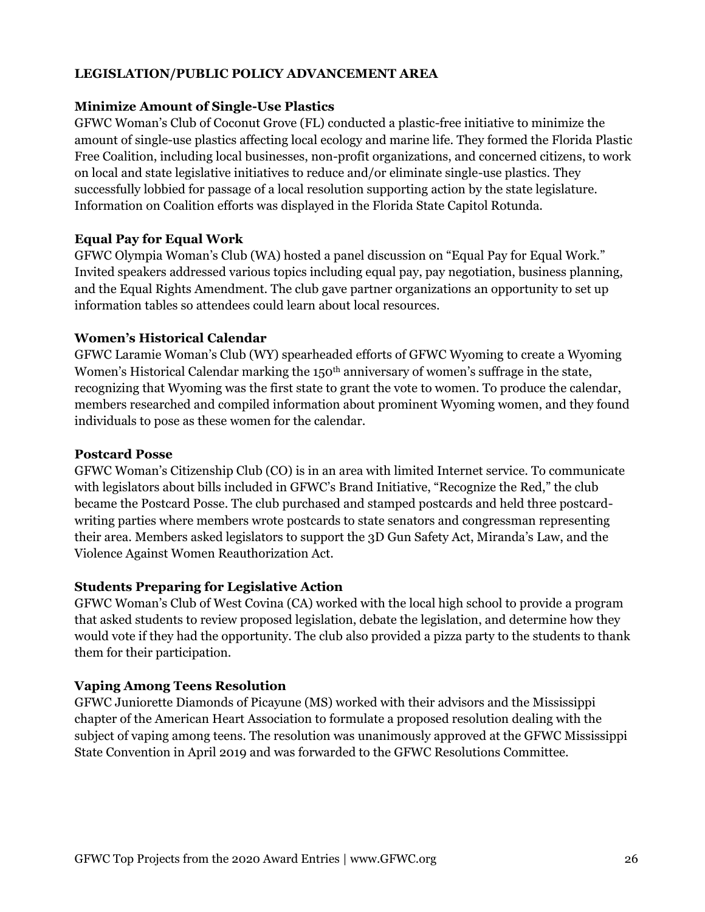## LEGISLATION/PUBLIC POLICY ADVANCEMENT AREA

### Minimize Amount of Single-Use Plastics

GFWC Woman's Club of Coconut Grove (FL) conducted a plastic-free initiative to minimize the amount of single-use plastics affecting local ecology and marine life. They formed the Florida Plastic Free Coalition, including local businesses, non-profit organizations, and concerned citizens, to work on local and state legislative initiatives to reduce and/or eliminate single-use plastics. They successfully lobbied for passage of a local resolution supporting action by the state legislature. Information on Coalition efforts was displayed in the Florida State Capitol Rotunda.

### Equal Pay for Equal Work

GFWC Olympia Woman's Club (WA) hosted a panel discussion on "Equal Pay for Equal Work." Invited speakers addressed various topics including equal pay, pay negotiation, business planning, and the Equal Rights Amendment. The club gave partner organizations an opportunity to set up information tables so attendees could learn about local resources.

### Women's Historical Calendar

GFWC Laramie Woman's Club (WY) spearheaded efforts of GFWC Wyoming to create a Wyoming Women's Historical Calendar marking the 150th anniversary of women's suffrage in the state, recognizing that Wyoming was the first state to grant the vote to women. To produce the calendar, members researched and compiled information about prominent Wyoming women, and they found individuals to pose as these women for the calendar.

### Postcard Posse

GFWC Woman's Citizenship Club (CO) is in an area with limited Internet service. To communicate with legislators about bills included in GFWC's Brand Initiative, "Recognize the Red," the club became the Postcard Posse. The club purchased and stamped postcards and held three postcard-writing parties where members wrote postcards to state senators and congressman representing their area. Members asked legislators to support the 3D Gun Safety Act, Miranda's Law, and the Violence Against Women Reauthorization Act.

### Students Preparing for Legislative Action

GFWC Woman's Club of West Covina (CA) worked with the local high school to provide a program that asked students to review proposed legislation, debate the legislation, and determine how they would vote if they had the opportunity. The club also provided a pizza party to the students to thank them for their participation.

### Vaping Among Teens Resolution

GFWC Juniorette Diamonds of Picayune (MS) worked with their advisors and the Mississippi chapter of the American Heart Association to formulate a proposed resolution dealing with the subject of vaping among teens. The resolution was unanimously approved at the GFWC Mississippi State Convention in April 2019 and was forwarded to the GFWC Resolutions Committee.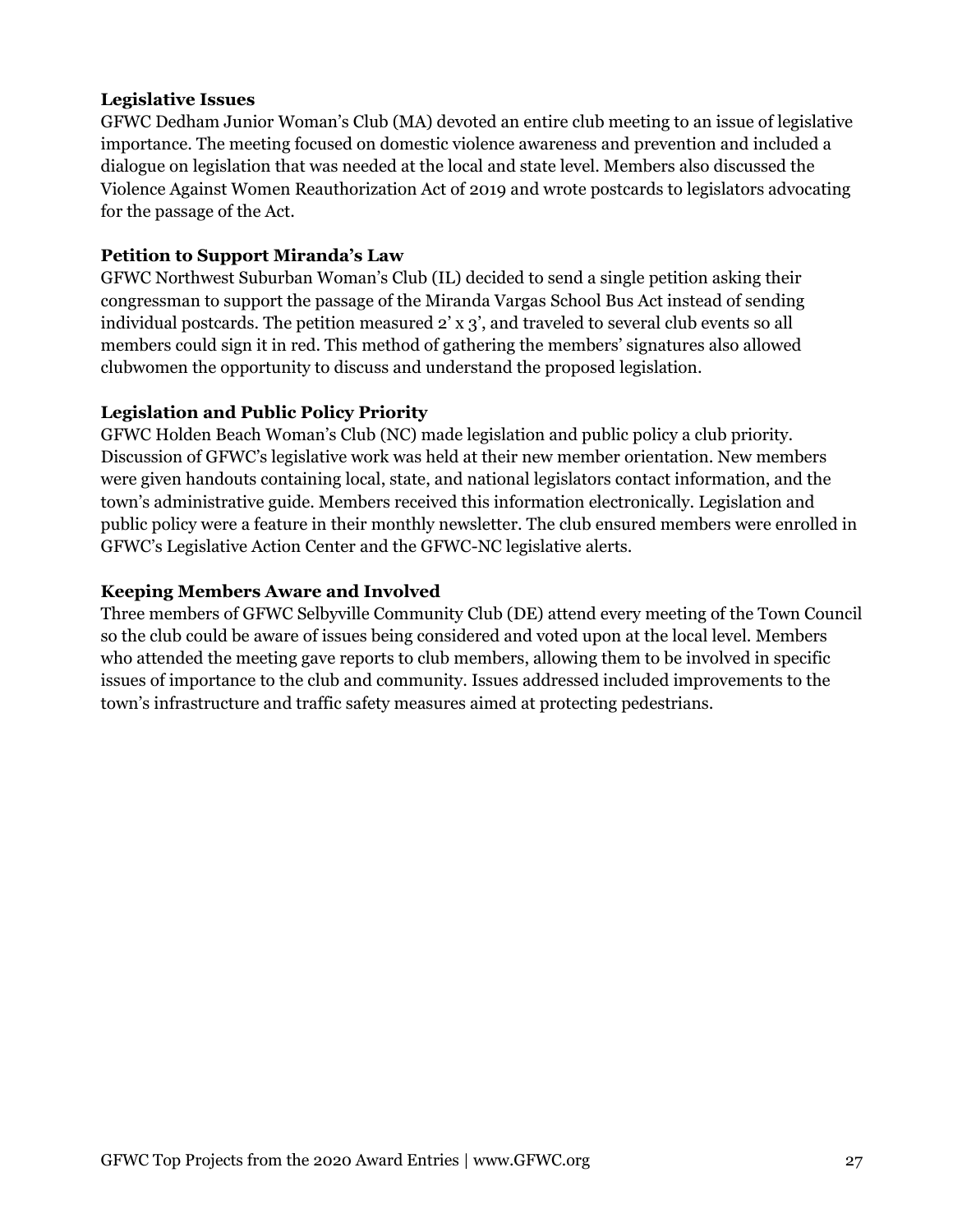**Legislative Issues**

GFWC Dedham Junior Woman's Club (MA) devoted an entire club meeting to an issue of legislative importance. The meeting focused on domestic violence awareness and prevention and included a dialogue on legislation that was needed at the local and state level. Members also discussed the Violence Against Women Reauthorization Act of 2019 and wrote postcards to legislators advocating for the passage of the Act.

**Petition to Support Miranda's Law**

GFWC Northwest Suburban Woman's Club (IL) decided to send a single petition asking their congressman to support the passage of the Miranda Vargas School Bus Act instead of sending individual postcards. The petition measured 2' x 3', and traveled to several club events so all members could sign it in red. This method of gathering the members' signatures also allowed clubwomen the opportunity to discuss and understand the proposed legislation.

**Legislation and Public Policy Priority**

GFWC Holden Beach Woman's Club (NC) made legislation and public policy a club priority. Discussion of GFWC's legislative work was held at their new member orientation. New members were given handouts containing local, state, and national legislators contact information, and the town's administrative guide. Members received this information electronically. Legislation and public policy were a feature in their monthly newsletter. The club ensured members were enrolled in GFWC's Legislative Action Center and the GFWC-NC legislative alerts.

**Keeping Members Aware and Involved**

Three members of GFWC Selbyville Community Club (DE) attend every meeting of the Town Council so the club could be aware of issues being considered and voted upon at the local level. Members who attended the meeting gave reports to club members, allowing them to be involved in specific issues of importance to the club and community. Issues addressed included improvements to the town's infrastructure and traffic safety measures aimed at protecting pedestrians.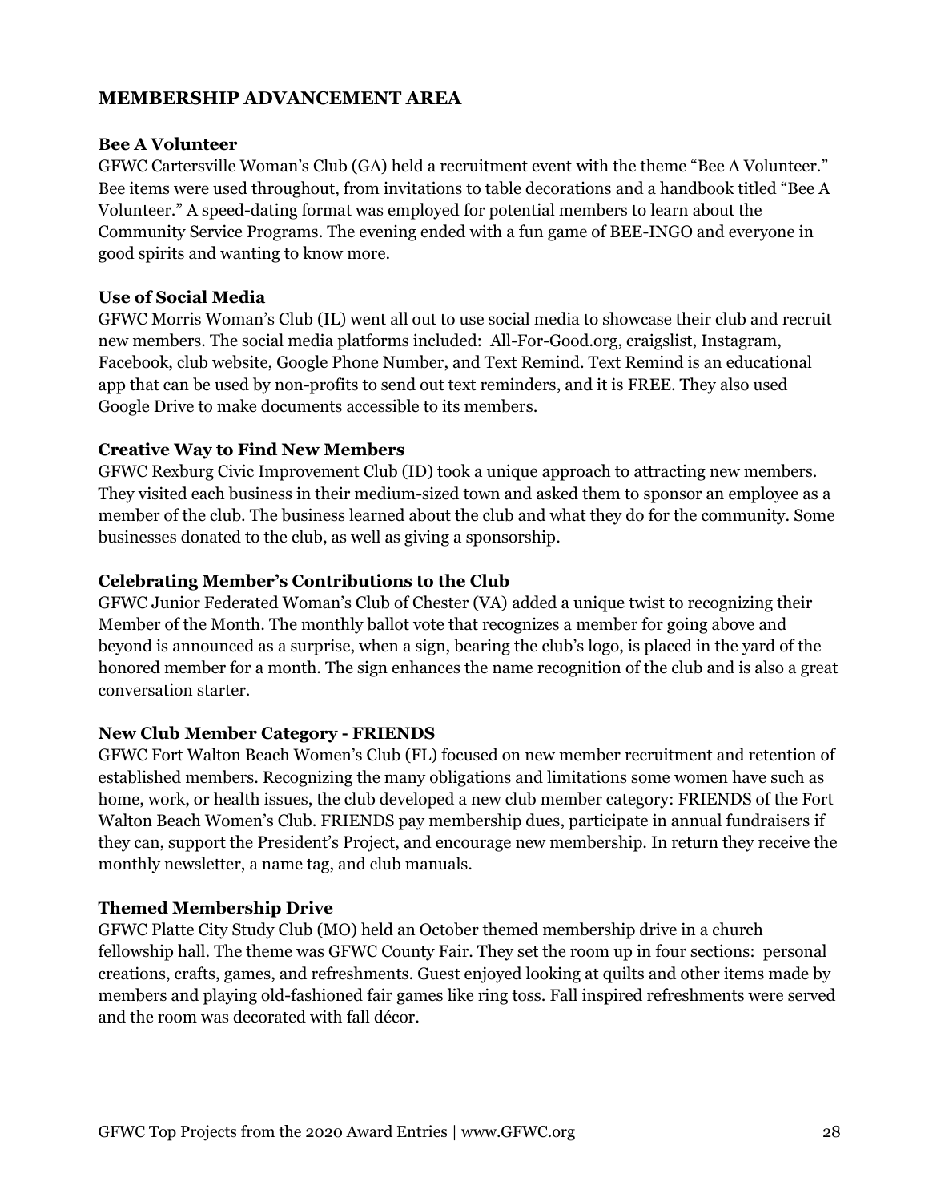## MEMBERSHIP ADVANCEMENT AREA

### Bee A Volunteer

GFWC Cartersville Woman's Club (GA) held a recruitment event with the theme "Bee A Volunteer." Bee items were used throughout, from invitations to table decorations and a handbook titled "Bee A Volunteer." A speed-dating format was employed for potential members to learn about the Community Service Programs. The evening ended with a fun game of BEE-INGO and everyone in good spirits and wanting to know more.

### Use of Social Media

GFWC Morris Woman's Club (IL) went all out to use social media to showcase their club and recruit new members. The social media platforms included: All-For-Good.org, craigslist, Instagram, Facebook, club website, Google Phone Number, and Text Remind. Text Remind is an educational app that can be used by non-profits to send out text reminders, and it is FREE. They also used Google Drive to make documents accessible to its members.

### Creative Way to Find New Members

GFWC Rexburg Civic Improvement Club (ID) took a unique approach to attracting new members. They visited each business in their medium-sized town and asked them to sponsor an employee as a member of the club. The business learned about the club and what they do for the community. Some businesses donated to the club, as well as giving a sponsorship.

### Celebrating Member's Contributions to the Club

GFWC Junior Federated Woman's Club of Chester (VA) added a unique twist to recognizing their Member of the Month. The monthly ballot vote that recognizes a member for going above and beyond is announced as a surprise, when a sign, bearing the club's logo, is placed in the yard of the honored member for a month. The sign enhances the name recognition of the club and is also a great conversation starter.

### New Club Member Category - FRIENDS

GFWC Fort Walton Beach Women's Club (FL) focused on new member recruitment and retention of established members. Recognizing the many obligations and limitations some women have such as home, work, or health issues, the club developed a new club member category: FRIENDS of the Fort Walton Beach Women's Club. FRIENDS pay membership dues, participate in annual fundraisers if they can, support the President's Project, and encourage new membership. In return they receive the monthly newsletter, a name tag, and club manuals.

### Themed Membership Drive

GFWC Platte City Study Club (MO) held an October themed membership drive in a church fellowship hall. The theme was GFWC County Fair. They set the room up in four sections: personal creations, crafts, games, and refreshments. Guest enjoyed looking at quilts and other items made by members and playing old-fashioned fair games like ring toss. Fall inspired refreshments were served and the room was decorated with fall décor.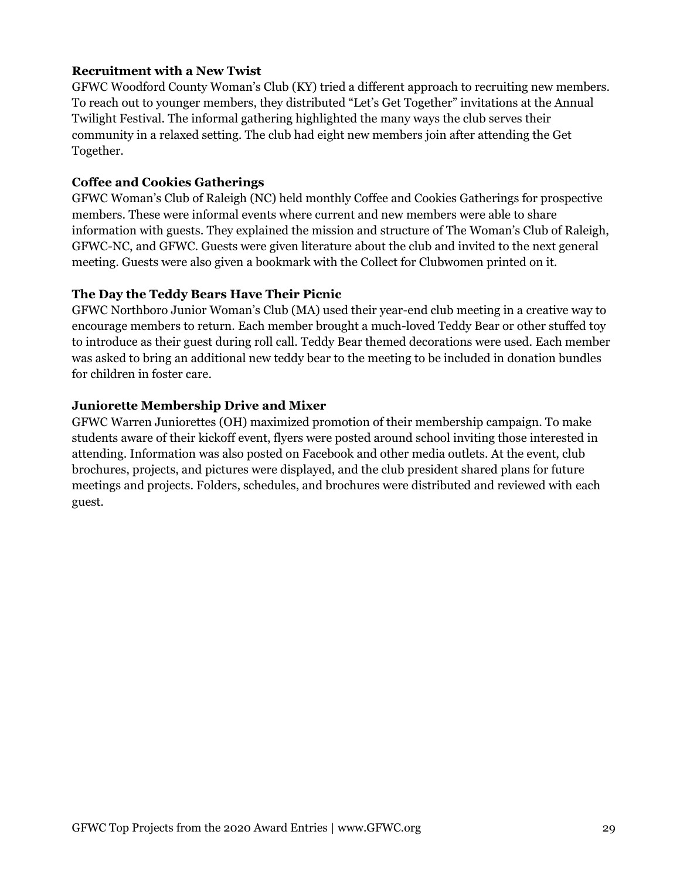**Recruitment with a New Twist**

GFWC Woodford County Woman's Club (KY) tried a different approach to recruiting new members. To reach out to younger members, they distributed "Let's Get Together" invitations at the Annual Twilight Festival. The informal gathering highlighted the many ways the club serves their community in a relaxed setting. The club had eight new members join after attending the Get Together.

**Coffee and Cookies Gatherings**

GFWC Woman's Club of Raleigh (NC) held monthly Coffee and Cookies Gatherings for prospective members. These were informal events where current and new members were able to share information with guests. They explained the mission and structure of The Woman's Club of Raleigh, GFWC-NC, and GFWC. Guests were given literature about the club and invited to the next general meeting. Guests were also given a bookmark with the Collect for Clubwomen printed on it.

**The Day the Teddy Bears Have Their Picnic**

GFWC Northboro Junior Woman's Club (MA) used their year-end club meeting in a creative way to encourage members to return. Each member brought a much-loved Teddy Bear or other stuffed toy to introduce as their guest during roll call. Teddy Bear themed decorations were used. Each member was asked to bring an additional new teddy bear to the meeting to be included in donation bundles for children in foster care.

**Juniorette Membership Drive and Mixer**

GFWC Warren Juniorettes (OH) maximized promotion of their membership campaign. To make students aware of their kickoff event, flyers were posted around school inviting those interested in attending. Information was also posted on Facebook and other media outlets. At the event, club brochures, projects, and pictures were displayed, and the club president shared plans for future meetings and projects. Folders, schedules, and brochures were distributed and reviewed with each guest.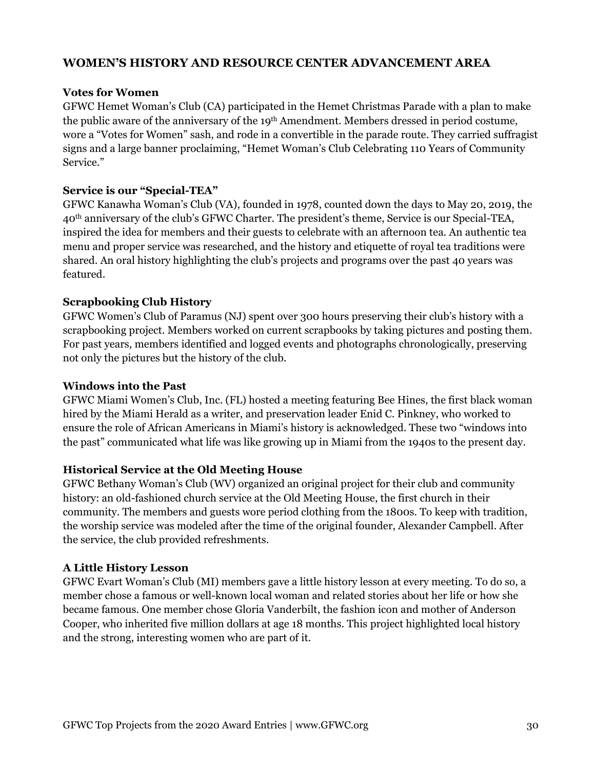## WOMEN'S HISTORY AND RESOURCE CENTER ADVANCEMENT AREA

### Votes for Women

GFWC Hemet Woman's Club (CA) participated in the Hemet Christmas Parade with a plan to make the public aware of the anniversary of the 19th Amendment. Members dressed in period costume, wore a "Votes for Women" sash, and rode in a convertible in the parade route. They carried suffragist signs and a large banner proclaiming, "Hemet Woman's Club Celebrating 110 Years of Community Service."

### Service is our "Special-TEA"

GFWC Kanawha Woman's Club (VA), founded in 1978, counted down the days to May 20, 2019, the 40th anniversary of the club's GFWC Charter. The president's theme, Service is our Special-TEA, inspired the idea for members and their guests to celebrate with an afternoon tea. An authentic tea menu and proper service was researched, and the history and etiquette of royal tea traditions were shared. An oral history highlighting the club's projects and programs over the past 40 years was featured.

### Scrapbooking Club History

GFWC Women's Club of Paramus (NJ) spent over 300 hours preserving their club's history with a scrapbooking project. Members worked on current scrapbooks by taking pictures and posting them. For past years, members identified and logged events and photographs chronologically, preserving not only the pictures but the history of the club.

### Windows into the Past

GFWC Miami Women's Club, Inc. (FL) hosted a meeting featuring Bee Hines, the first black woman hired by the Miami Herald as a writer, and preservation leader Enid C. Pinkney, who worked to ensure the role of African Americans in Miami's history is acknowledged. These two "windows into the past" communicated what life was like growing up in Miami from the 1940s to the present day.

### Historical Service at the Old Meeting House

GFWC Bethany Woman's Club (WV) organized an original project for their club and community history: an old-fashioned church service at the Old Meeting House, the first church in their community. The members and guests wore period clothing from the 1800s. To keep with tradition, the worship service was modeled after the time of the original founder, Alexander Campbell. After the service, the club provided refreshments.

### A Little History Lesson

GFWC Evart Woman's Club (MI) members gave a little history lesson at every meeting. To do so, a member chose a famous or well-known local woman and related stories about her life or how she became famous. One member chose Gloria Vanderbilt, the fashion icon and mother of Anderson Cooper, who inherited five million dollars at age 18 months. This project highlighted local history and the strong, interesting women who are part of it.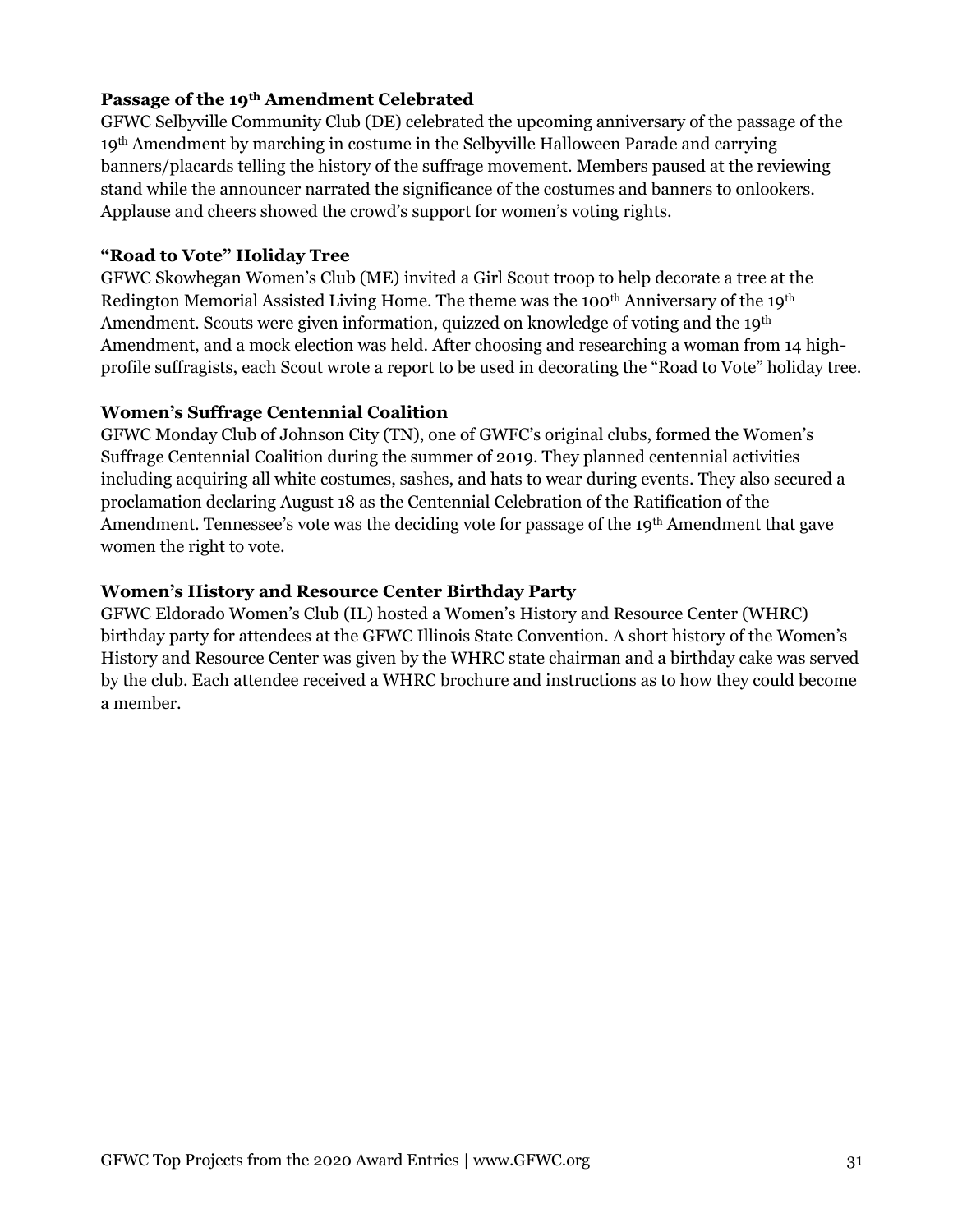**Passage of the 19th Amendment Celebrated**

GFWC Selbyville Community Club (DE) celebrated the upcoming anniversary of the passage of the 19th Amendment by marching in costume in the Selbyville Halloween Parade and carrying banners/placards telling the history of the suffrage movement. Members paused at the reviewing stand while the announcer narrated the significance of the costumes and banners to onlookers. Applause and cheers showed the crowd's support for women's voting rights.

**"Road to Vote" Holiday Tree**

GFWC Skowhegan Women's Club (ME) invited a Girl Scout troop to help decorate a tree at the Redington Memorial Assisted Living Home. The theme was the 100th Anniversary of the 19th Amendment. Scouts were given information, quizzed on knowledge of voting and the 19th Amendment, and a mock election was held. After choosing and researching a woman from 14 high-profile suffragists, each Scout wrote a report to be used in decorating the "Road to Vote" holiday tree.

**Women's Suffrage Centennial Coalition**

GFWC Monday Club of Johnson City (TN), one of GWFC's original clubs, formed the Women's Suffrage Centennial Coalition during the summer of 2019. They planned centennial activities including acquiring all white costumes, sashes, and hats to wear during events. They also secured a proclamation declaring August 18 as the Centennial Celebration of the Ratification of the Amendment. Tennessee's vote was the deciding vote for passage of the 19th Amendment that gave women the right to vote.

**Women's History and Resource Center Birthday Party**

GFWC Eldorado Women's Club (IL) hosted a Women's History and Resource Center (WHRC) birthday party for attendees at the GFWC Illinois State Convention. A short history of the Women's History and Resource Center was given by the WHRC state chairman and a birthday cake was served by the club. Each attendee received a WHRC brochure and instructions as to how they could become a member.